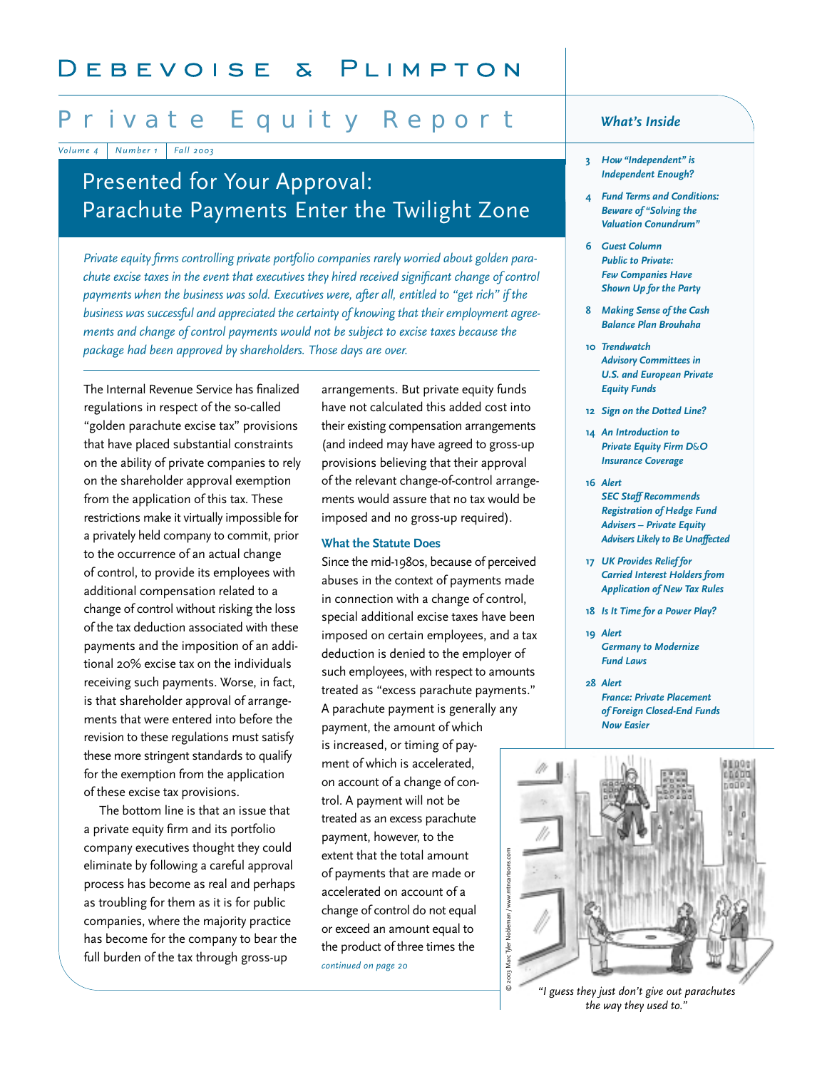# Debevoise & Plimpton

## Private Equity Report

*Volume 4 | Number 1 | Fall 2003*

# Presented for Your Approval: Parachute Payments Enter the Twilight Zone

*Private equity firms controlling private portfolio companies rarely worried about golden parachute excise taxes in the event that executives they hired received significant change of control payments when the business was sold. Executives were, after all, entitled to "get rich" if the business was successful and appreciated the certainty of knowing that their employment agreements and change of control payments would not be subject to excise taxes because the package had been approved by shareholders. Those days are over.*

The Internal Revenue Service has finalized regulations in respect of the so-called "golden parachute excise tax" provisions that have placed substantial constraints on the ability of private companies to rely on the shareholder approval exemption from the application of this tax. These restrictions make it virtually impossible for a privately held company to commit, prior to the occurrence of an actual change of control, to provide its employees with additional compensation related to a change of control without risking the loss of the tax deduction associated with these payments and the imposition of an additional 20% excise tax on the individuals receiving such payments. Worse, in fact, is that shareholder approval of arrangements that were entered into before the revision to these regulations must satisfy these more stringent standards to qualify for the exemption from the application of these excise tax provisions.

The bottom line is that an issue that a private equity firm and its portfolio company executives thought they could eliminate by following a careful approval process has become as real and perhaps as troubling for them as it is for public companies, where the majority practice has become for the company to bear the full burden of the tax through gross-up arrangements. But private equity funds have not calculated this added cost into their existing compensation arrangements (and indeed may have agreed to gross-up provisions believing that their approval of the relevant change-of-control arrangements would assure that no tax would be imposed and no gross-up required).

### What the Statute Does

Since the mid-1980s, because of perceived abuses in the context of payments made in connection with a change of control, special additional excise taxes have been imposed on certain employees, and a tax deduction is denied to the employer of such employees, with respect to amounts treated as "excess parachute payments." A parachute payment is generally any payment, the amount of which is increased, or timing of payment of which is accelerated, on account of a change of control. A payment will not be treated as an excess parachute payment, however, to the extent that the total amount of payments that are made or accelerated on account of a change of control do not equal or exceed an amount equal to the product of three times the

*continued on page 20*

"I guess they just don't give out parachutes the way they used to."

© 2003 Marc Tyler Nobleman / www.mtncartoons.com

### What's Inside

- 3 *How "Independent" is Independent Enough?*
- 4 *Fund Terms and Conditions: Beware of "Solving the Valuation Conundrum"*
- 6 *Guest Column — Public to Private: Few Companies Have Shown Up for the Party*
- 8 *Making Sense of the Cash Balance Plan Brouhaha*
- 10 *Trendwatch — Advisory Committees in U.S. and European Private Equity Funds*
- 12 *Sign on the Dotted Line?*
- 14 *An Introduction to Private Equity Firm D&O Insurance Coverage*
- 16 *Alert — SEC Staff Recommends Registration of Hedge Fund Advisers – Private Equity Advisers Likely to Be Unaffected*
- 17 *UK Provides Relief for Carried Interest Holders from Application of New Tax Rules*
- 18 *Is It Time for a Power Play?*
- 19 *Alert — Germany to Modernize Fund Laws*
- 28 *Alert — France: Private Placement of Foreign Closed-End Funds Now Easier*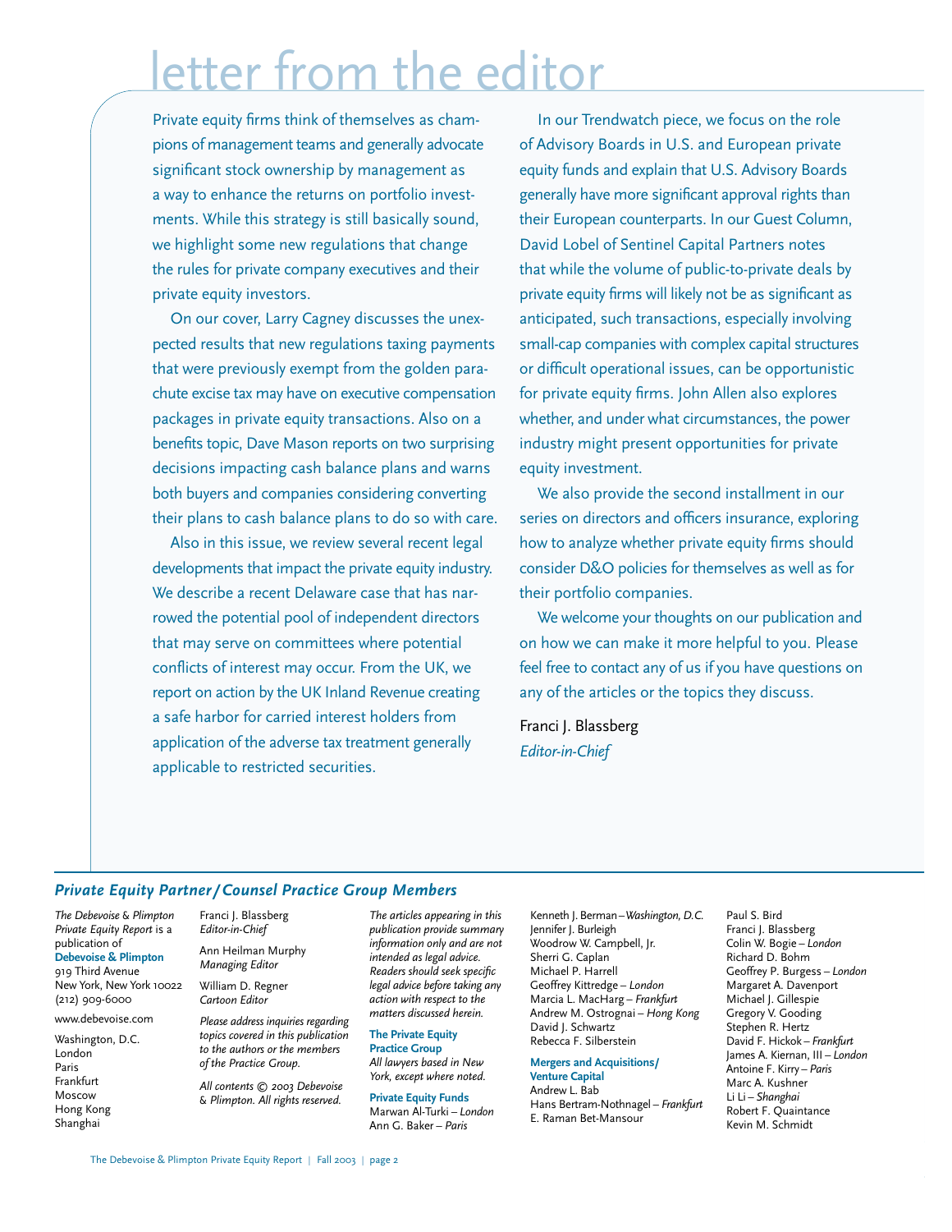# letter from the editor

Private equity firms think of themselves as champions of management teams and generally advocate significant stock ownership by management as a way to enhance the returns on portfolio investments. While this strategy is still basically sound, we highlight some new regulations that change the rules for private company executives and their private equity investors.

On our cover, Larry Cagney discusses the unexpected results that new regulations taxing payments that were previously exempt from the golden parachute excise tax may have on executive compensation packages in private equity transactions. Also on a benefits topic, Dave Mason reports on two surprising decisions impacting cash balance plans and warns both buyers and companies considering converting their plans to cash balance plans to do so with care.

Also in this issue, we review several recent legal developments that impact the private equity industry. We describe a recent Delaware case that has narrowed the potential pool of independent directors that may serve on committees where potential conflicts of interest may occur. From the UK, we report on action by the UK Inland Revenue creating a safe harbor for carried interest holders from application of the adverse tax treatment generally applicable to restricted securities.

In our Trendwatch piece, we focus on the role of Advisory Boards in U.S. and European private equity funds and explain that U.S. Advisory Boards generally have more significant approval rights than their European counterparts. In our Guest Column, David Lobel of Sentinel Capital Partners notes that while the volume of public-to-private deals by private equity firms will likely not be as significant as anticipated, such transactions, especially involving small-cap companies with complex capital structures or difficult operational issues, can be opportunistic for private equity firms. John Allen also explores whether, and under what circumstances, the power industry might present opportunities for private equity investment.

We also provide the second installment in our series on directors and officers insurance, exploring how to analyze whether private equity firms should consider D&O policies for themselves as well as for their portfolio companies.

We welcome your thoughts on our publication and on how we can make it more helpful to you. Please feel free to contact any of us if you have questions on any of the articles or the topics they discuss.

Franci J. Blassberg
*Editor-in-Chief*

---

### *Private Equity Partner / Counsel Practice Group Members*

*The Debevoise & Plimpton Private Equity Report is a publication of*
**Debevoise & Plimpton**
919 Third Avenue
New York, New York 10022
(212) 909-6000

www.debevoise.com

Washington, D.C.
London
Paris
Frankfurt
Moscow
Hong Kong
Shanghai

Franci J. Blassberg
*Editor-in-Chief*

Ann Heilman Murphy
*Managing Editor*

William D. Regner
*Cartoon Editor*

*Please address inquiries regarding topics covered in this publication to the authors or the members of the Practice Group.*

*All contents © 2003 Debevoise & Plimpton. All rights reserved.*

*The articles appearing in this publication provide summary information only and are not intended as legal advice. Readers should seek specific legal advice before taking any action with respect to the matters discussed herein.*

**The Private Equity Practice Group**
*All lawyers based in New York, except where noted.*

**Private Equity Funds**
Marwan Al-Turki – *London*
Ann G. Baker – *Paris*
Kenneth J. Berman – *Washington, D.C.*
Jennifer J. Burleigh
Woodrow W. Campbell, Jr.
Sherri G. Caplan
Michael P. Harrell
Geoffrey Kittredge – *London*
Marcia L. MacHarg – *Frankfurt*
Andrew M. Ostrognai – *Hong Kong*
David J. Schwartz
Rebecca F. Silberstein

**Mergers and Acquisitions/ Venture Capital**
Andrew L. Bab
Hans Bertram-Nothnagel – *Frankfurt*
E. Raman Bet-Mansour
Paul S. Bird
Franci J. Blassberg
Colin W. Bogie – *London*
Richard D. Bohm
Geoffrey P. Burgess – *London*
Margaret A. Davenport
Michael J. Gillespie
Gregory V. Gooding
Stephen R. Hertz
David F. Hickok – *Frankfurt*
James A. Kiernan, III – *London*
Antoine F. Kirry – *Paris*
Marc A. Kushner
Li Li – *Shanghai*
Robert F. Quaintance
Kevin M. Schmidt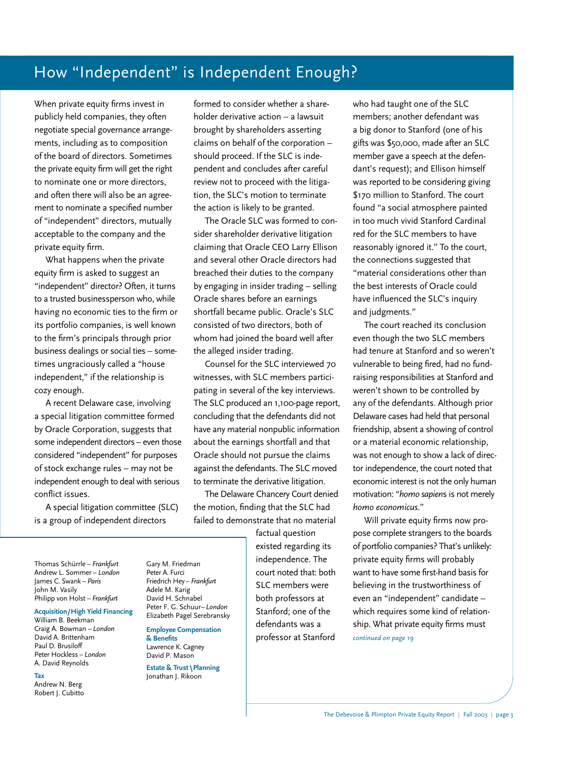# How "Independent" is Independent Enough?

When private equity firms invest in publicly held companies, they often negotiate special governance arrangements, including as to composition of the board of directors. Sometimes the private equity firm will get the right to nominate one or more directors, and often there will also be an agreement to nominate a specified number of "independent" directors, mutually acceptable to the company and the private equity firm.

What happens when the private equity firm is asked to suggest an "independent" director? Often, it turns to a trusted businessperson who, while having no economic ties to the firm or its portfolio companies, is well known to the firm's principals through prior business dealings or social ties – sometimes ungraciously called a "house independent," if the relationship is cozy enough.

A recent Delaware case, involving a special litigation committee formed by Oracle Corporation, suggests that some independent directors – even those considered "independent" for purposes of stock exchange rules – may not be independent enough to deal with serious conflict issues.

A special litigation committee (SLC) is a group of independent directors formed to consider whether a shareholder derivative action – a lawsuit brought by shareholders asserting claims on behalf of the corporation – should proceed. If the SLC is independent and concludes after careful review not to proceed with the litigation, the SLC's motion to terminate the action is likely to be granted.

The Oracle SLC was formed to consider shareholder derivative litigation claiming that Oracle CEO Larry Ellison and several other Oracle directors had breached their duties to the company by engaging in insider trading – selling Oracle shares before an earnings shortfall became public. Oracle's SLC consisted of two directors, both of whom had joined the board well after the alleged insider trading.

Counsel for the SLC interviewed 70 witnesses, with SLC members participating in several of the key interviews. The SLC produced an 1,100-page report, concluding that the defendants did not have any material nonpublic information about the earnings shortfall and that Oracle should not pursue the claims against the defendants. The SLC moved to terminate the derivative litigation.

The Delaware Chancery Court denied the motion, finding that the SLC had failed to demonstrate that no material factual question existed regarding its independence. The court noted that: both SLC members were both professors at Stanford; one of the defendants was a professor at Stanford who had taught one of the SLC members; another defendant was a big donor to Stanford (one of his gifts was $50,000, made after an SLC member gave a speech at the defendant's request); and Ellison himself was reported to be considering giving $170 million to Stanford. The court found "a social atmosphere painted in too much vivid Stanford Cardinal red for the SLC members to have reasonably ignored it." To the court, the connections suggested that "material considerations other than the best interests of Oracle could have influenced the SLC's inquiry and judgments."

The court reached its conclusion even though the two SLC members had tenure at Stanford and so weren't vulnerable to being fired, had no fundraising responsibilities at Stanford and weren't shown to be controlled by any of the defendants. Although prior Delaware cases had held that personal friendship, absent a showing of control or a material economic relationship, was not enough to show a lack of director independence, the court noted that economic interest is not the only human motivation: "*homo sapiens* is not merely *homo economicus*."

Will private equity firms now propose complete strangers to the boards of portfolio companies? That's unlikely: private equity firms will probably want to have some first-hand basis for believing in the trustworthiness of even an "independent" candidate – which requires some kind of relationship. What private equity firms must

*continued on page 19*

Thomas Schürrle – *Frankfurt*
Andrew L. Sommer – *London*
James C. Swank – *Paris*
John M. Vasily
Philipp von Holst – *Frankfurt*

**Acquisition/High Yield Financing**
William B. Beekman
Craig A. Bowman – *London*
David A. Brittenham
Paul D. Brusiloff
Peter Hockless – *London*
A. David Reynolds

**Tax**
Andrew N. Berg
Robert J. Cubitto
Gary M. Friedman
Peter A. Furci
Friedrich Hey – *Frankfurt*
Adele M. Karig
David H. Schnabel
Peter F. G. Schuur – *London*
Elizabeth Pagel Serebransky

**Employee Compensation & Benefits**
Lawrence K. Cagney
David P. Mason

**Estate & Trust \ Planning**
Jonathan J. Rikoon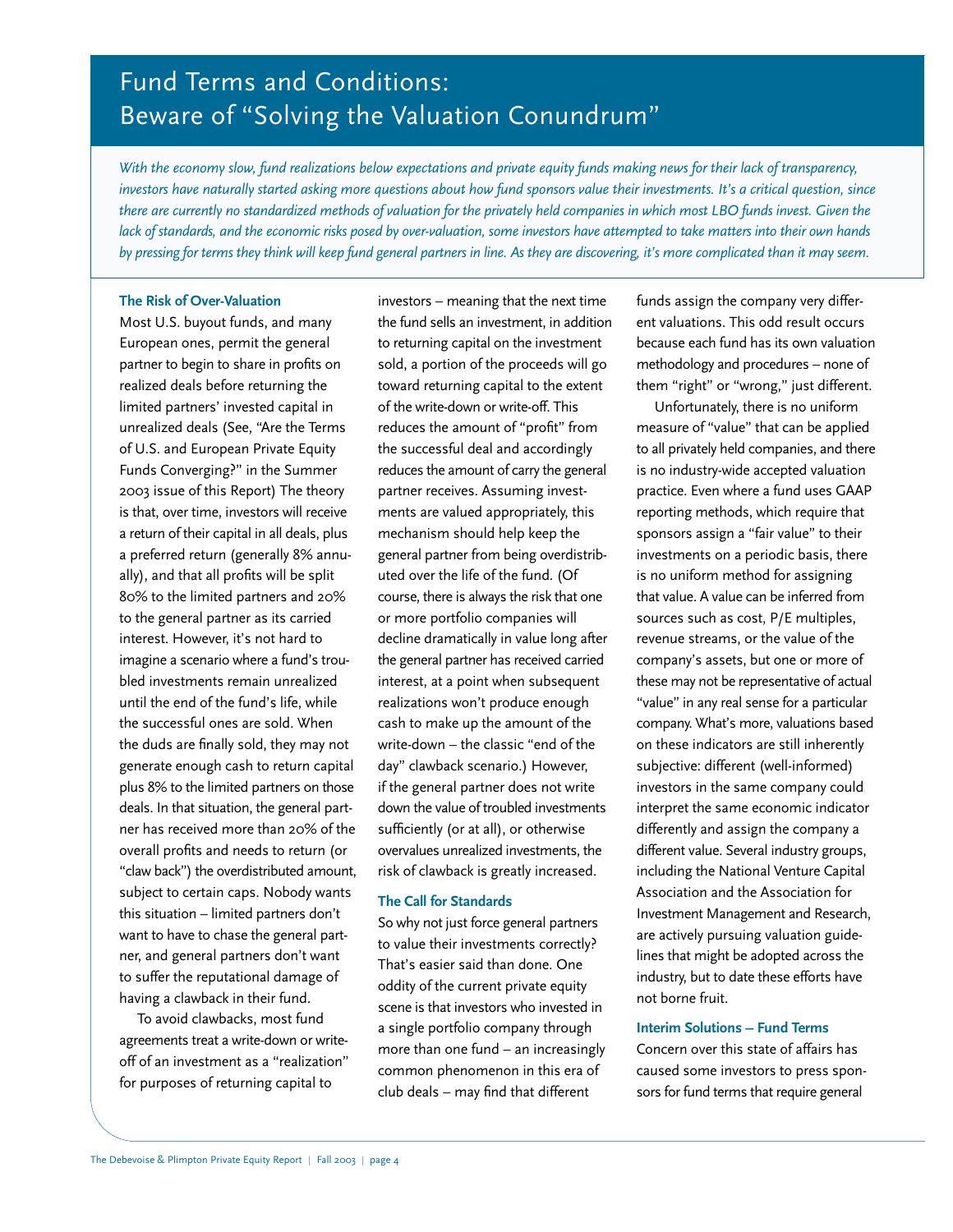# Fund Terms and Conditions: Beware of "Solving the Valuation Conundrum"

*With the economy slow, fund realizations below expectations and private equity funds making news for their lack of transparency, investors have naturally started asking more questions about how fund sponsors value their investments. It's a critical question, since there are currently no standardized methods of valuation for the privately held companies in which most LBO funds invest. Given the lack of standards, and the economic risks posed by over-valuation, some investors have attempted to take matters into their own hands by pressing for terms they think will keep fund general partners in line. As they are discovering, it's more complicated than it may seem.*

### The Risk of Over-Valuation

Most U.S. buyout funds, and many European ones, permit the general partner to begin to share in profits on realized deals before returning the limited partners' invested capital in unrealized deals (See, "Are the Terms of U.S. and European Private Equity Funds Converging?" in the Summer 2003 issue of this Report) The theory is that, over time, investors will receive a return of their capital in all deals, plus a preferred return (generally 8% annually), and that all profits will be split 80% to the limited partners and 20% to the general partner as its carried interest. However, it's not hard to imagine a scenario where a fund's troubled investments remain unrealized until the end of the fund's life, while the successful ones are sold. When the duds are finally sold, they may not generate enough cash to return capital plus 8% to the limited partners on those deals. In that situation, the general partner has received more than 20% of the overall profits and needs to return (or "claw back") the overdistributed amount, subject to certain caps. Nobody wants this situation – limited partners don't want to have to chase the general partner, and general partners don't want to suffer the reputational damage of having a clawback in their fund.

To avoid clawbacks, most fund agreements treat a write-down or write-off of an investment as a "realization" for purposes of returning capital to investors – meaning that the next time the fund sells an investment, in addition to returning capital on the investment sold, a portion of the proceeds will go toward returning capital to the extent of the write-down or write-off. This reduces the amount of "profit" from the successful deal and accordingly reduces the amount of carry the general partner receives. Assuming investments are valued appropriately, this mechanism should help keep the general partner from being overdistributed over the life of the fund. (Of course, there is always the risk that one or more portfolio companies will decline dramatically in value long after the general partner has received carried interest, at a point when subsequent realizations won't produce enough cash to make up the amount of the write-down – the classic "end of the day" clawback scenario.) However, if the general partner does not write down the value of troubled investments sufficiently (or at all), or otherwise overvalues unrealized investments, the risk of clawback is greatly increased.

### The Call for Standards

So why not just force general partners to value their investments correctly? That's easier said than done. One oddity of the current private equity scene is that investors who invested in a single portfolio company through more than one fund – an increasingly common phenomenon in this era of club deals – may find that different funds assign the company very different valuations. This odd result occurs because each fund has its own valuation methodology and procedures – none of them "right" or "wrong," just different.

Unfortunately, there is no uniform measure of "value" that can be applied to all privately held companies, and there is no industry-wide accepted valuation practice. Even where a fund uses GAAP reporting methods, which require that sponsors assign a "fair value" to their investments on a periodic basis, there is no uniform method for assigning that value. A value can be inferred from sources such as cost, P/E multiples, revenue streams, or the value of the company's assets, but one or more of these may not be representative of actual "value" in any real sense for a particular company. What's more, valuations based on these indicators are still inherently subjective: different (well-informed) investors in the same company could interpret the same economic indicator differently and assign the company a different value. Several industry groups, including the National Venture Capital Association and the Association for Investment Management and Research, are actively pursuing valuation guidelines that might be adopted across the industry, but to date these efforts have not borne fruit.

### Interim Solutions – Fund Terms

Concern over this state of affairs has caused some investors to press sponsors for fund terms that require general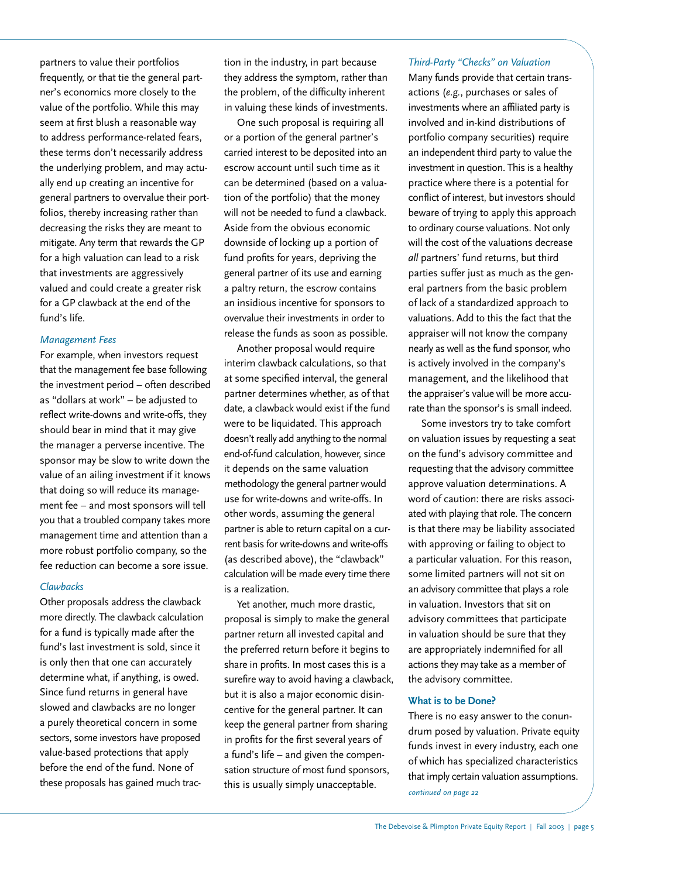partners to value their portfolios frequently, or that tie the general partner's economics more closely to the value of the portfolio. While this may seem at first blush a reasonable way to address performance-related fears, these terms don't necessarily address the underlying problem, and may actually end up creating an incentive for general partners to overvalue their portfolios, thereby increasing rather than decreasing the risks they are meant to mitigate. Any term that rewards the GP for a high valuation can lead to a risk that investments are aggressively valued and could create a greater risk for a GP clawback at the end of the fund's life.

### *Management Fees*

For example, when investors request that the management fee base following the investment period – often described as "dollars at work" – be adjusted to reflect write-downs and write-offs, they should bear in mind that it may give the manager a perverse incentive. The sponsor may be slow to write down the value of an ailing investment if it knows that doing so will reduce its management fee – and most sponsors will tell you that a troubled company takes more management time and attention than a more robust portfolio company, so the fee reduction can become a sore issue.

### *Clawbacks*

Other proposals address the clawback more directly. The clawback calculation for a fund is typically made after the fund's last investment is sold, since it is only then that one can accurately determine what, if anything, is owed. Since fund returns in general have slowed and clawbacks are no longer a purely theoretical concern in some sectors, some investors have proposed value-based protections that apply before the end of the fund. None of these proposals has gained much traction in the industry, in part because they address the symptom, rather than the problem, of the difficulty inherent in valuing these kinds of investments.

One such proposal is requiring all or a portion of the general partner's carried interest to be deposited into an escrow account until such time as it can be determined (based on a valuation of the portfolio) that the money will not be needed to fund a clawback. Aside from the obvious economic downside of locking up a portion of fund profits for years, depriving the general partner of its use and earning a paltry return, the escrow contains an insidious incentive for sponsors to overvalue their investments in order to release the funds as soon as possible.

Another proposal would require interim clawback calculations, so that at some specified interval, the general partner determines whether, as of that date, a clawback would exist if the fund were to be liquidated. This approach doesn't really add anything to the normal end-of-fund calculation, however, since it depends on the same valuation methodology the general partner would use for write-downs and write-offs. In other words, assuming the general partner is able to return capital on a current basis for write-downs and write-offs (as described above), the "clawback" calculation will be made every time there is a realization.

Yet another, much more drastic, proposal is simply to make the general partner return all invested capital and the preferred return before it begins to share in profits. In most cases this is a surefire way to avoid having a clawback, but it is also a major economic disincentive for the general partner. It can keep the general partner from sharing in profits for the first several years of a fund's life – and given the compensation structure of most fund sponsors, this is usually simply unacceptable.

### *Third-Party "Checks" on Valuation*

Many funds provide that certain transactions (*e.g.*, purchases or sales of investments where an affiliated party is involved and in-kind distributions of portfolio company securities) require an independent third party to value the investment in question. This is a healthy practice where there is a potential for conflict of interest, but investors should beware of trying to apply this approach to ordinary course valuations. Not only will the cost of the valuations decrease *all* partners' fund returns, but third parties suffer just as much as the general partners from the basic problem of lack of a standardized approach to valuations. Add to this the fact that the appraiser will not know the company nearly as well as the fund sponsor, who is actively involved in the company's management, and the likelihood that the appraiser's value will be more accurate than the sponsor's is small indeed.

Some investors try to take comfort on valuation issues by requesting a seat on the fund's advisory committee and requesting that the advisory committee approve valuation determinations. A word of caution: there are risks associated with playing that role. The concern is that there may be liability associated with approving or failing to object to a particular valuation. For this reason, some limited partners will not sit on an advisory committee that plays a role in valuation. Investors that sit on advisory committees that participate in valuation should be sure that they are appropriately indemnified for all actions they may take as a member of the advisory committee.

## **What is to be Done?**

There is no easy answer to the conundrum posed by valuation. Private equity funds invest in every industry, each one of which has specialized characteristics that imply certain valuation assumptions.

*continued on page 22*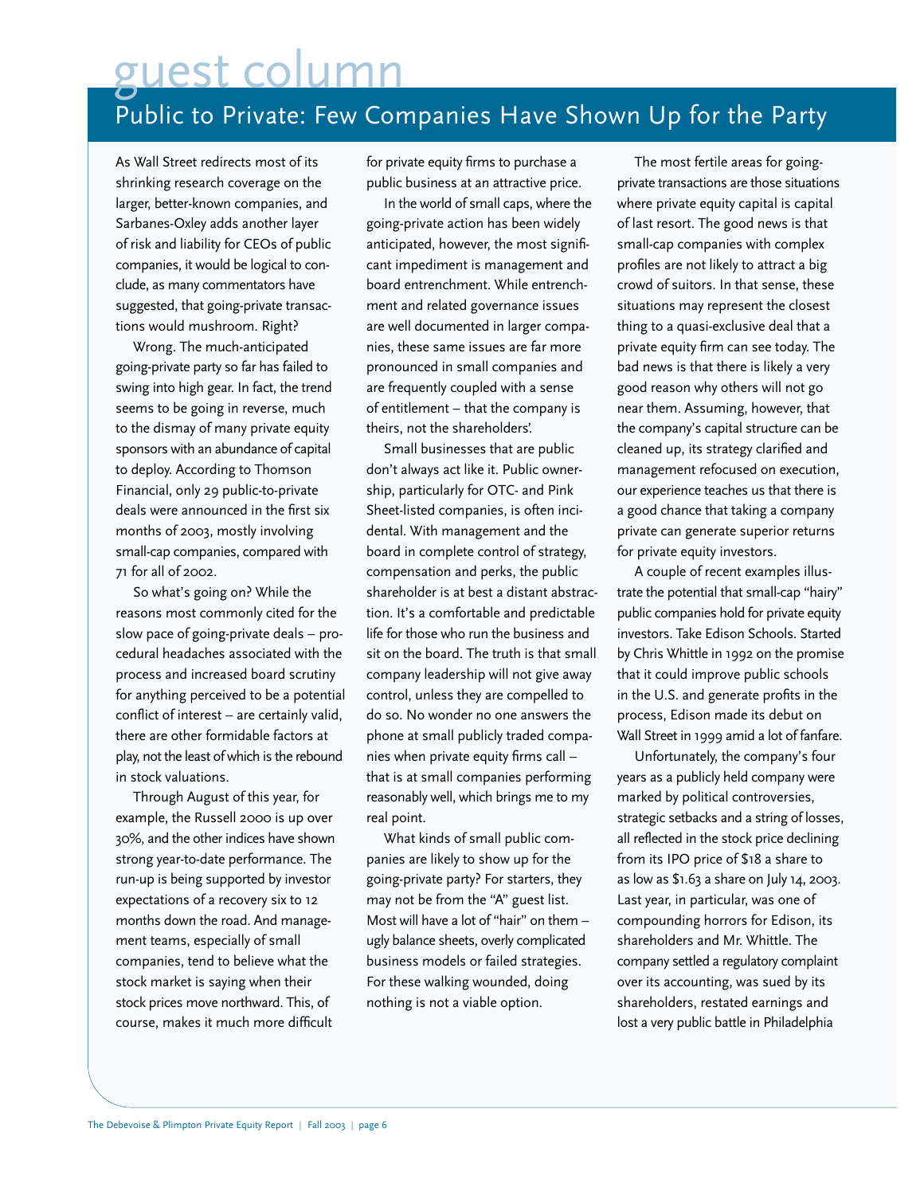# guest column

## Public to Private: Few Companies Have Shown Up for the Party

As Wall Street redirects most of its shrinking research coverage on the larger, better-known companies, and Sarbanes-Oxley adds another layer of risk and liability for CEOs of public companies, it would be logical to conclude, as many commentators have suggested, that going-private transactions would mushroom. Right?

Wrong. The much-anticipated going-private party so far has failed to swing into high gear. In fact, the trend seems to be going in reverse, much to the dismay of many private equity sponsors with an abundance of capital to deploy. According to Thomson Financial, only 29 public-to-private deals were announced in the first six months of 2003, mostly involving small-cap companies, compared with 71 for all of 2002.

So what's going on? While the reasons most commonly cited for the slow pace of going-private deals – procedural headaches associated with the process and increased board scrutiny for anything perceived to be a potential conflict of interest – are certainly valid, there are other formidable factors at play, not the least of which is the rebound in stock valuations.

Through August of this year, for example, the Russell 2000 is up over 30%, and the other indices have shown strong year-to-date performance. The run-up is being supported by investor expectations of a recovery six to 12 months down the road. And management teams, especially of small companies, tend to believe what the stock market is saying when their stock prices move northward. This, of course, makes it much more difficult for private equity firms to purchase a public business at an attractive price.

In the world of small caps, where the going-private action has been widely anticipated, however, the most significant impediment is management and board entrenchment. While entrenchment and related governance issues are well documented in larger companies, these same issues are far more pronounced in small companies and are frequently coupled with a sense of entitlement – that the company is theirs, not the shareholders'.

Small businesses that are public don't always act like it. Public ownership, particularly for OTC- and Pink Sheet-listed companies, is often incidental. With management and the board in complete control of strategy, compensation and perks, the public shareholder is at best a distant abstraction. It's a comfortable and predictable life for those who run the business and sit on the board. The truth is that small company leadership will not give away control, unless they are compelled to do so. No wonder no one answers the phone at small publicly traded companies when private equity firms call – that is at small companies performing reasonably well, which brings me to my real point.

What kinds of small public companies are likely to show up for the going-private party? For starters, they may not be from the "A" guest list. Most will have a lot of "hair" on them – ugly balance sheets, overly complicated business models or failed strategies. For these walking wounded, doing nothing is not a viable option.

The most fertile areas for going-private transactions are those situations where private equity capital is capital of last resort. The good news is that small-cap companies with complex profiles are not likely to attract a big crowd of suitors. In that sense, these situations may represent the closest thing to a quasi-exclusive deal that a private equity firm can see today. The bad news is that there is likely a very good reason why others will not go near them. Assuming, however, that the company's capital structure can be cleaned up, its strategy clarified and management refocused on execution, our experience teaches us that there is a good chance that taking a company private can generate superior returns for private equity investors.

A couple of recent examples illustrate the potential that small-cap "hairy" public companies hold for private equity investors. Take Edison Schools. Started by Chris Whittle in 1992 on the promise that it could improve public schools in the U.S. and generate profits in the process, Edison made its debut on Wall Street in 1999 amid a lot of fanfare.

Unfortunately, the company's four years as a publicly held company were marked by political controversies, strategic setbacks and a string of losses, all reflected in the stock price declining from its IPO price of $18 a share to as low as $1.63 a share on July 14, 2003. Last year, in particular, was one of compounding horrors for Edison, its shareholders and Mr. Whittle. The company settled a regulatory complaint over its accounting, was sued by its shareholders, restated earnings and lost a very public battle in Philadelphia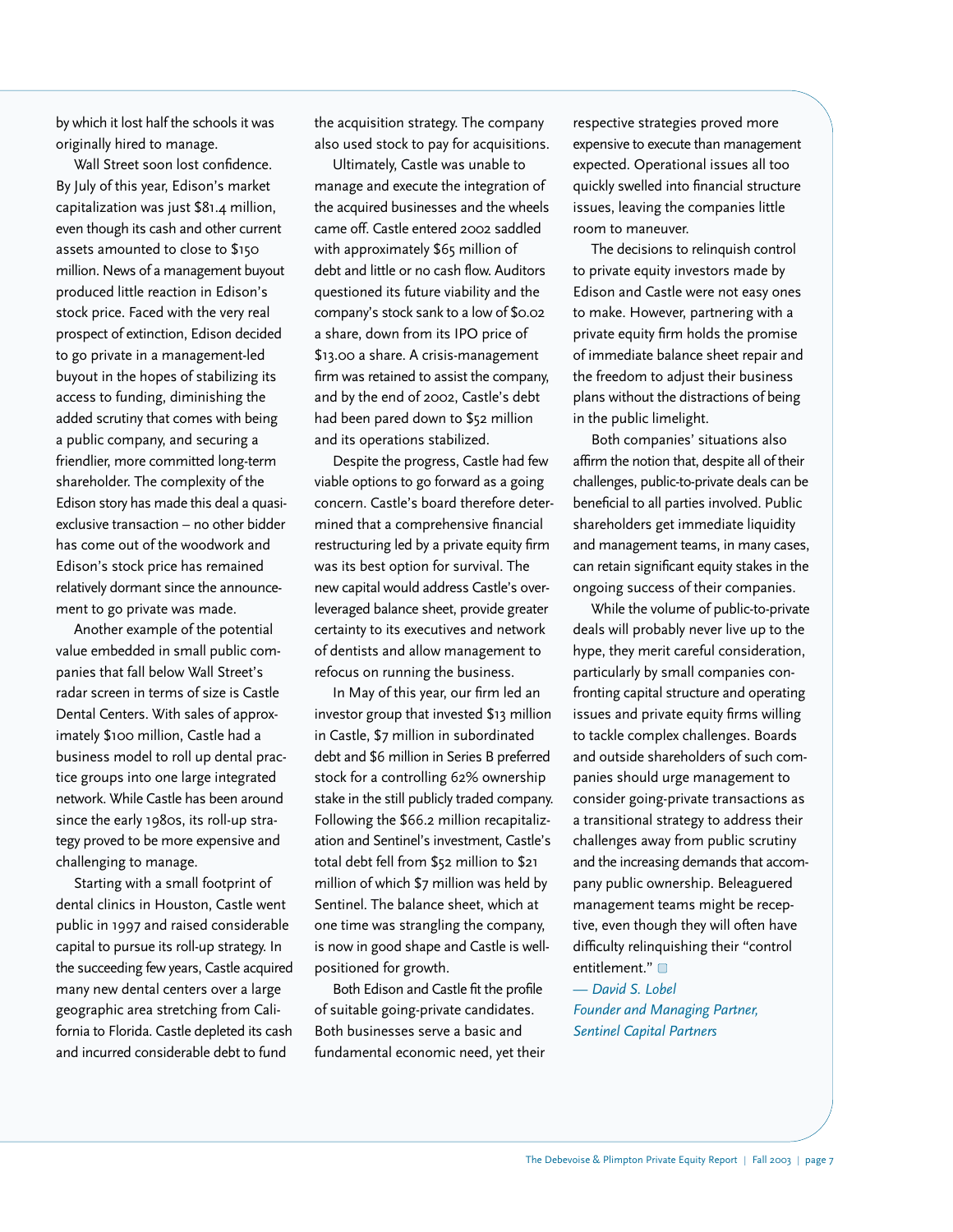by which it lost half the schools it was originally hired to manage.

Wall Street soon lost confidence. By July of this year, Edison's market capitalization was just $81.4 million, even though its cash and other current assets amounted to close to $150 million. News of a management buyout produced little reaction in Edison's stock price. Faced with the very real prospect of extinction, Edison decided to go private in a management-led buyout in the hopes of stabilizing its access to funding, diminishing the added scrutiny that comes with being a public company, and securing a friendlier, more committed long-term shareholder. The complexity of the Edison story has made this deal a quasi-exclusive transaction – no other bidder has come out of the woodwork and Edison's stock price has remained relatively dormant since the announcement to go private was made.

Another example of the potential value embedded in small public companies that fall below Wall Street's radar screen in terms of size is Castle Dental Centers. With sales of approximately $100 million, Castle had a business model to roll up dental practice groups into one large integrated network. While Castle has been around since the early 1980s, its roll-up strategy proved to be more expensive and challenging to manage.

Starting with a small footprint of dental clinics in Houston, Castle went public in 1997 and raised considerable capital to pursue its roll-up strategy. In the succeeding few years, Castle acquired many new dental centers over a large geographic area stretching from California to Florida. Castle depleted its cash and incurred considerable debt to fund the acquisition strategy. The company also used stock to pay for acquisitions.

Ultimately, Castle was unable to manage and execute the integration of the acquired businesses and the wheels came off. Castle entered 2002 saddled with approximately $65 million of debt and little or no cash flow. Auditors questioned its future viability and the company's stock sank to a low of $0.02 a share, down from its IPO price of $13.00 a share. A crisis-management firm was retained to assist the company, and by the end of 2002, Castle's debt had been pared down to $52 million and its operations stabilized.

Despite the progress, Castle had few viable options to go forward as a going concern. Castle's board therefore determined that a comprehensive financial restructuring led by a private equity firm was its best option for survival. The new capital would address Castle's overleveraged balance sheet, provide greater certainty to its executives and network of dentists and allow management to refocus on running the business.

In May of this year, our firm led an investor group that invested $13 million in Castle, $7 million in subordinated debt and $6 million in Series B preferred stock for a controlling 62% ownership stake in the still publicly traded company. Following the $66.2 million recapitalization and Sentinel's investment, Castle's total debt fell from $52 million to $21 million of which $7 million was held by Sentinel. The balance sheet, which at one time was strangling the company, is now in good shape and Castle is well-positioned for growth.

Both Edison and Castle fit the profile of suitable going-private candidates. Both businesses serve a basic and fundamental economic need, yet their respective strategies proved more expensive to execute than management expected. Operational issues all too quickly swelled into financial structure issues, leaving the companies little room to maneuver.

The decisions to relinquish control to private equity investors made by Edison and Castle were not easy ones to make. However, partnering with a private equity firm holds the promise of immediate balance sheet repair and the freedom to adjust their business plans without the distractions of being in the public limelight.

Both companies' situations also affirm the notion that, despite all of their challenges, public-to-private deals can be beneficial to all parties involved. Public shareholders get immediate liquidity and management teams, in many cases, can retain significant equity stakes in the ongoing success of their companies.

While the volume of public-to-private deals will probably never live up to the hype, they merit careful consideration, particularly by small companies confronting capital structure and operating issues and private equity firms willing to tackle complex challenges. Boards and outside shareholders of such companies should urge management to consider going-private transactions as a transitional strategy to address their challenges away from public scrutiny and the increasing demands that accompany public ownership. Beleaguered management teams might be receptive, even though they will often have difficulty relinquishing their "control entitlement."

*— David S. Lobel*
*Founder and Managing Partner,*
*Sentinel Capital Partners*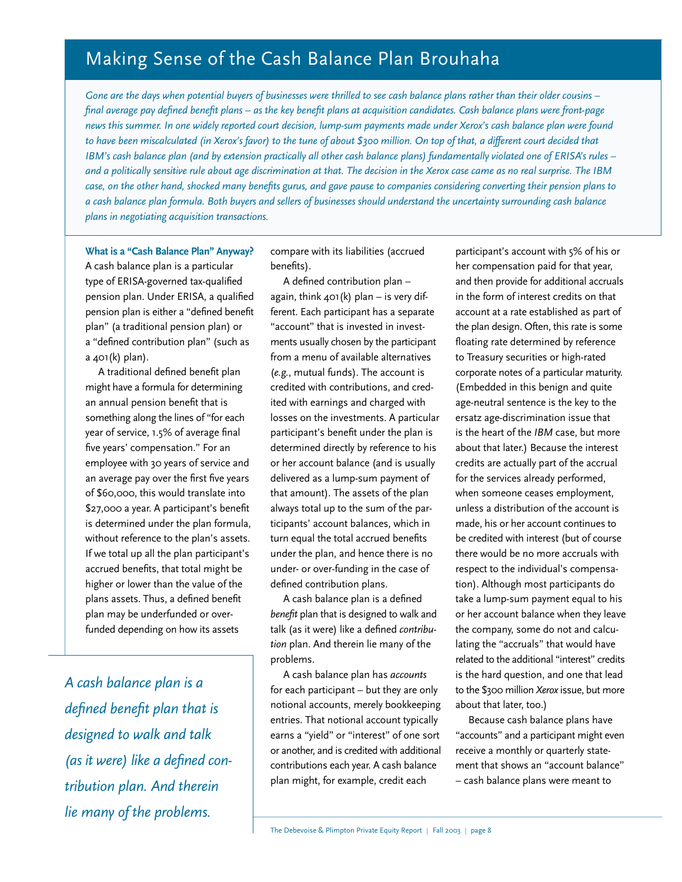# Making Sense of the Cash Balance Plan Brouhaha

*Gone are the days when potential buyers of businesses were thrilled to see cash balance plans rather than their older cousins – final average pay defined benefit plans – as the key benefit plans at acquisition candidates. Cash balance plans were front-page news this summer. In one widely reported court decision, lump-sum payments made under Xerox's cash balance plan were found to have been miscalculated (in Xerox's favor) to the tune of about $300 million. On top of that, a different court decided that IBM's cash balance plan (and by extension practically all other cash balance plans) fundamentally violated one of ERISA's rules – and a politically sensitive rule about age discrimination at that. The decision in the Xerox case came as no real surprise. The IBM case, on the other hand, shocked many benefits gurus, and gave pause to companies considering converting their pension plans to a cash balance plan formula. Both buyers and sellers of businesses should understand the uncertainty surrounding cash balance plans in negotiating acquisition transactions.*

**What is a "Cash Balance Plan" Anyway?**

A cash balance plan is a particular type of ERISA-governed tax-qualified pension plan. Under ERISA, a qualified pension plan is either a "defined benefit plan" (a traditional pension plan) or a "defined contribution plan" (such as a 401(k) plan).

A traditional defined benefit plan might have a formula for determining an annual pension benefit that is something along the lines of "for each year of service, 1.5% of average final five years' compensation." For an employee with 30 years of service and an average pay over the first five years of $60,000, this would translate into $27,000 a year. A participant's benefit is determined under the plan formula, without reference to the plan's assets. If we total up all the plan participant's accrued benefits, that total might be higher or lower than the value of the plans assets. Thus, a defined benefit plan may be underfunded or overfunded depending on how its assets compare with its liabilities (accrued benefits).

A defined contribution plan – again, think 401(k) plan – is very different. Each participant has a separate "account" that is invested in investments usually chosen by the participant from a menu of available alternatives (*e.g.*, mutual funds). The account is credited with contributions, and credited with earnings and charged with losses on the investments. A particular participant's benefit under the plan is determined directly by reference to his or her account balance (and is usually delivered as a lump-sum payment of that amount). The assets of the plan always total up to the sum of the participants' account balances, which in turn equal the total accrued benefits under the plan, and hence there is no under- or over-funding in the case of defined contribution plans.

A cash balance plan is a defined *benefit* plan that is designed to walk and talk (as it were) like a defined *contribution* plan. And therein lie many of the problems.

*A cash balance plan is a defined benefit plan that is designed to walk and talk (as it were) like a defined contribution plan. And therein lie many of the problems.*

A cash balance plan has *accounts* for each participant – but they are only notional accounts, merely bookkeeping entries. That notional account typically earns a "yield" or "interest" of one sort or another, and is credited with additional contributions each year. A cash balance plan might, for example, credit each participant's account with 5% of his or her compensation paid for that year, and then provide for additional accruals in the form of interest credits on that account at a rate established as part of the plan design. Often, this rate is some floating rate determined by reference to Treasury securities or high-rated corporate notes of a particular maturity. (Embedded in this benign and quite age-neutral sentence is the key to the ersatz age-discrimination issue that is the heart of the *IBM* case, but more about that later.) Because the interest credits are actually part of the accrual for the services already performed, when someone ceases employment, unless a distribution of the account is made, his or her account continues to be credited with interest (but of course there would be no more accruals with respect to the individual's compensation). Although most participants do take a lump-sum payment equal to his or her account balance when they leave the company, some do not and calculating the "accruals" that would have related to the additional "interest" credits is the hard question, and one that lead to the $300 million *Xerox* issue, but more about that later, too.)

Because cash balance plans have "accounts" and a participant might even receive a monthly or quarterly statement that shows an "account balance" – cash balance plans were meant to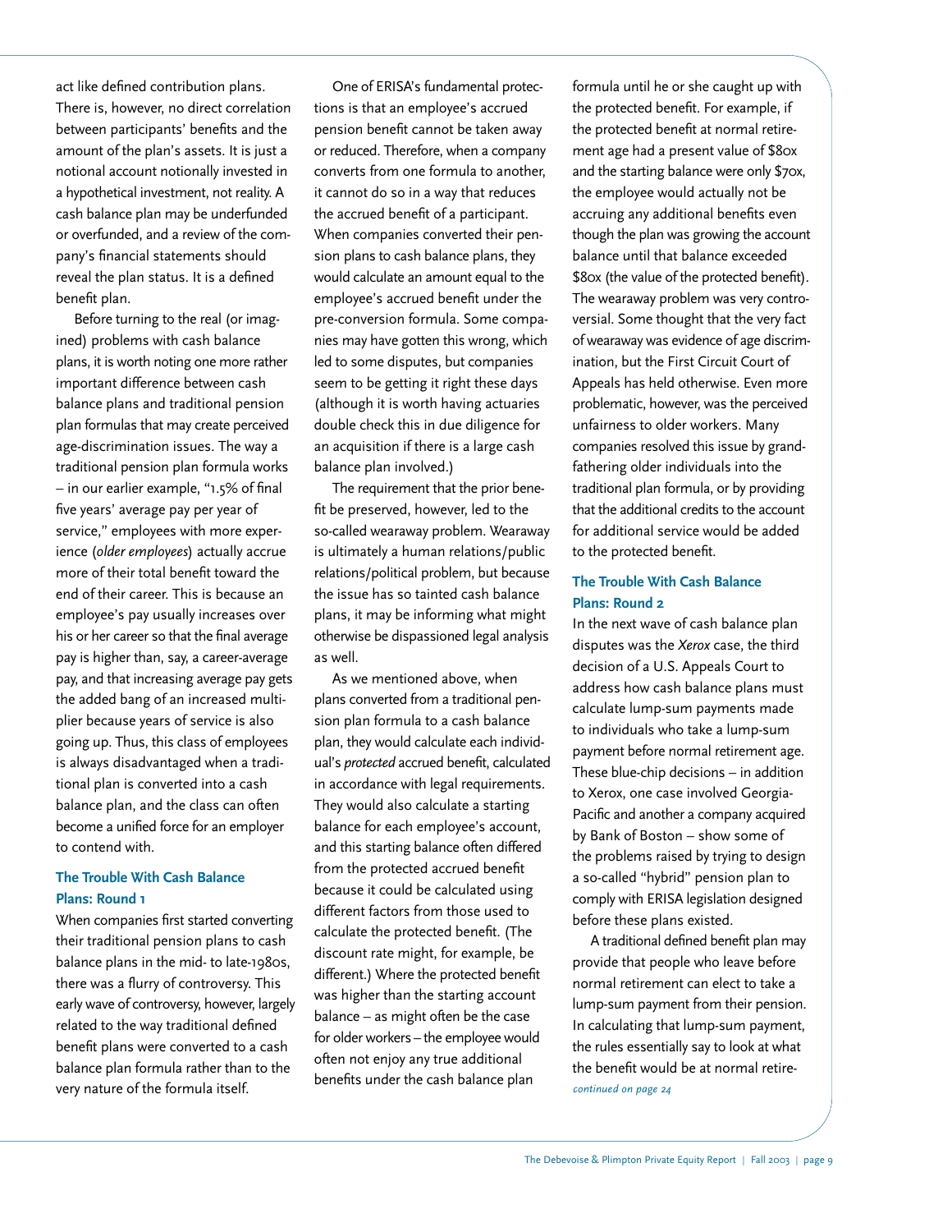act like defined contribution plans. There is, however, no direct correlation between participants' benefits and the amount of the plan's assets. It is just a notional account notionally invested in a hypothetical investment, not reality. A cash balance plan may be underfunded or overfunded, and a review of the company's financial statements should reveal the plan status. It is a defined benefit plan.

Before turning to the real (or imagined) problems with cash balance plans, it is worth noting one more rather important difference between cash balance plans and traditional pension plan formulas that may create perceived age-discrimination issues. The way a traditional pension plan formula works – in our earlier example, "1.5% of final five years' average pay per year of service," employees with more experience (*older employees*) actually accrue more of their total benefit toward the end of their career. This is because an employee's pay usually increases over his or her career so that the final average pay is higher than, say, a career-average pay, and that increasing average pay gets the added bang of an increased multiplier because years of service is also going up. Thus, this class of employees is always disadvantaged when a traditional plan is converted into a cash balance plan, and the class can often become a unified force for an employer to contend with.

### The Trouble With Cash Balance Plans: Round 1

When companies first started converting their traditional pension plans to cash balance plans in the mid- to late-1980s, there was a flurry of controversy. This early wave of controversy, however, largely related to the way traditional defined benefit plans were converted to a cash balance plan formula rather than to the very nature of the formula itself.

One of ERISA's fundamental protections is that an employee's accrued pension benefit cannot be taken away or reduced. Therefore, when a company converts from one formula to another, it cannot do so in a way that reduces the accrued benefit of a participant. When companies converted their pension plans to cash balance plans, they would calculate an amount equal to the employee's accrued benefit under the pre-conversion formula. Some companies may have gotten this wrong, which led to some disputes, but companies seem to be getting it right these days (although it is worth having actuaries double check this in due diligence for an acquisition if there is a large cash balance plan involved.)

The requirement that the prior benefit be preserved, however, led to the so-called wearaway problem. Wearaway is ultimately a human relations/public relations/political problem, but because the issue has so tainted cash balance plans, it may be informing what might otherwise be dispassioned legal analysis as well.

As we mentioned above, when plans converted from a traditional pension plan formula to a cash balance plan, they would calculate each individual's *protected* accrued benefit, calculated in accordance with legal requirements. They would also calculate a starting balance for each employee's account, and this starting balance often differed from the protected accrued benefit because it could be calculated using different factors from those used to calculate the protected benefit. (The discount rate might, for example, be different.) Where the protected benefit was higher than the starting account balance – as might often be the case for older workers – the employee would often not enjoy any true additional benefits under the cash balance plan formula until he or she caught up with the protected benefit. For example, if the protected benefit at normal retirement age had a present value of \$80x and the starting balance were only \$70x, the employee would actually not be accruing any additional benefits even though the plan was growing the account balance until that balance exceeded \$80x (the value of the protected benefit). The wearaway problem was very controversial. Some thought that the very fact of wearaway was evidence of age discrimination, but the First Circuit Court of Appeals has held otherwise. Even more problematic, however, was the perceived unfairness to older workers. Many companies resolved this issue by grandfathering older individuals into the traditional plan formula, or by providing that the additional credits to the account for additional service would be added to the protected benefit.

### The Trouble With Cash Balance Plans: Round 2

In the next wave of cash balance plan disputes was the *Xerox* case, the third decision of a U.S. Appeals Court to address how cash balance plans must calculate lump-sum payments made to individuals who take a lump-sum payment before normal retirement age. These blue-chip decisions – in addition to Xerox, one case involved Georgia-Pacific and another a company acquired by Bank of Boston – show some of the problems raised by trying to design a so-called "hybrid" pension plan to comply with ERISA legislation designed before these plans existed.

A traditional defined benefit plan may provide that people who leave before normal retirement can elect to take a lump-sum payment from their pension. In calculating that lump-sum payment, the rules essentially say to look at what the benefit would be at normal retire-

*continued on page 24*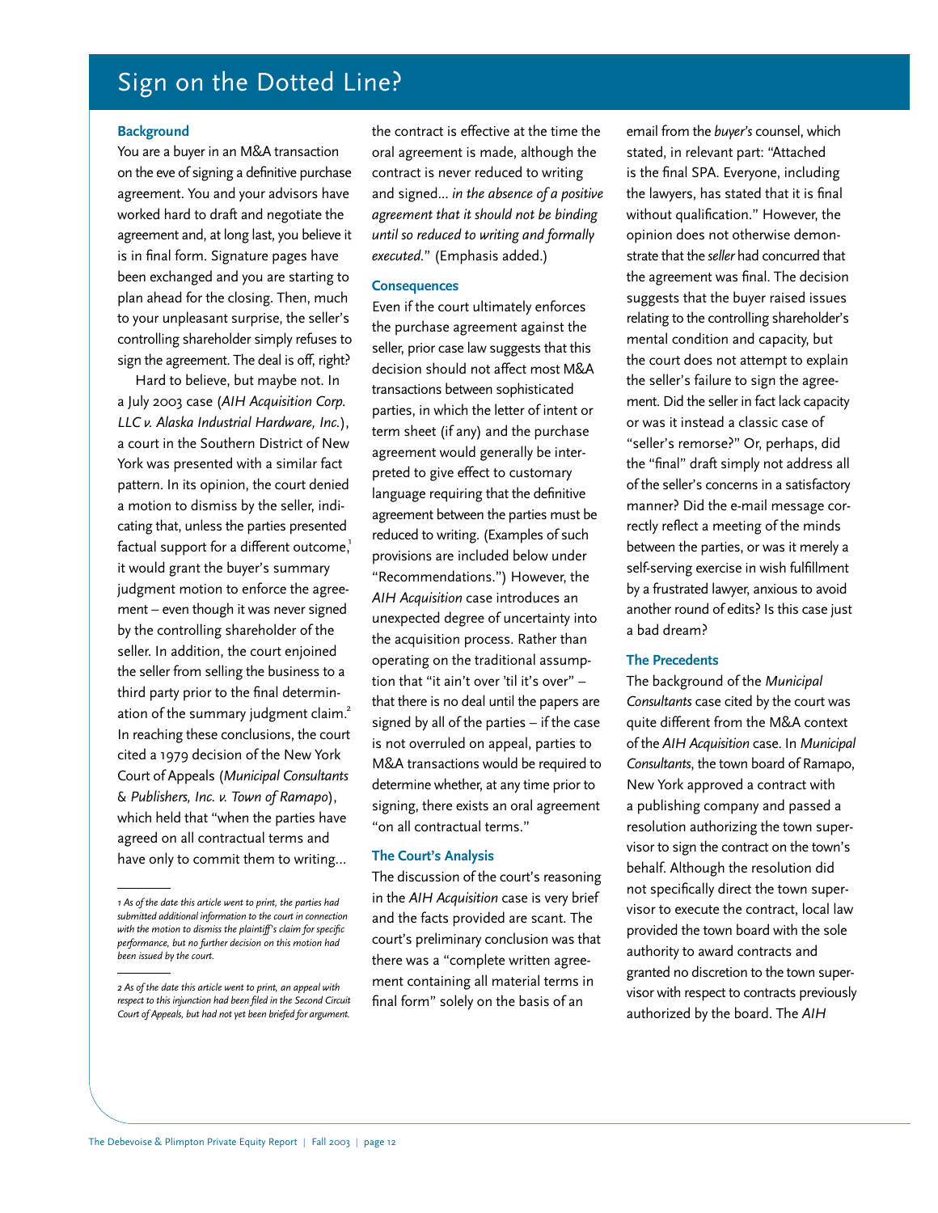# Sign on the Dotted Line?

### Background

You are a buyer in an M&A transaction on the eve of signing a definitive purchase agreement. You and your advisors have worked hard to draft and negotiate the agreement and, at long last, you believe it is in final form. Signature pages have been exchanged and you are starting to plan ahead for the closing. Then, much to your unpleasant surprise, the seller's controlling shareholder simply refuses to sign the agreement. The deal is off, right?

Hard to believe, but maybe not. In a July 2003 case (*AIH Acquisition Corp. LLC v. Alaska Industrial Hardware, Inc.*), a court in the Southern District of New York was presented with a similar fact pattern. In its opinion, the court denied a motion to dismiss by the seller, indicating that, unless the parties presented factual support for a different outcome,[1] it would grant the buyer's summary judgment motion to enforce the agreement – even though it was never signed by the controlling shareholder of the seller. In addition, the court enjoined the seller from selling the business to a third party prior to the final determination of the summary judgment claim.[2] In reaching these conclusions, the court cited a 1979 decision of the New York Court of Appeals (*Municipal Consultants & Publishers, Inc. v. Town of Ramapo*), which held that "when the parties have agreed on all contractual terms and have only to commit them to writing… the contract is effective at the time the oral agreement is made, although the contract is never reduced to writing and signed… *in the absence of a positive agreement that it should not be binding until so reduced to writing and formally executed*." (Emphasis added.)

### Consequences

Even if the court ultimately enforces the purchase agreement against the seller, prior case law suggests that this decision should not affect most M&A transactions between sophisticated parties, in which the letter of intent or term sheet (if any) and the purchase agreement would generally be interpreted to give effect to customary language requiring that the definitive agreement between the parties must be reduced to writing. (Examples of such provisions are included below under "Recommendations.") However, the *AIH Acquisition* case introduces an unexpected degree of uncertainty into the acquisition process. Rather than operating on the traditional assumption that "it ain't over 'til it's over" – that there is no deal until the papers are signed by all of the parties – if the case is not overruled on appeal, parties to M&A transactions would be required to determine whether, at any time prior to signing, there exists an oral agreement "on all contractual terms."

### The Court's Analysis

The discussion of the court's reasoning in the *AIH Acquisition* case is very brief and the facts provided are scant. The court's preliminary conclusion was that there was a "complete written agreement containing all material terms in final form" solely on the basis of an email from the *buyer's* counsel, which stated, in relevant part: "Attached is the final SPA. Everyone, including the lawyers, has stated that it is final without qualification." However, the opinion does not otherwise demonstrate that the *seller* had concurred that the agreement was final. The decision suggests that the buyer raised issues relating to the controlling shareholder's mental condition and capacity, but the court does not attempt to explain the seller's failure to sign the agreement. Did the seller in fact lack capacity or was it instead a classic case of "seller's remorse?" Or, perhaps, did the "final" draft simply not address all of the seller's concerns in a satisfactory manner? Did the e-mail message correctly reflect a meeting of the minds between the parties, or was it merely a self-serving exercise in wish fulfillment by a frustrated lawyer, anxious to avoid another round of edits? Is this case just a bad dream?

### The Precedents

The background of the *Municipal Consultants* case cited by the court was quite different from the M&A context of the *AIH Acquisition* case. In *Municipal Consultants*, the town board of Ramapo, New York approved a contract with a publishing company and passed a resolution authorizing the town supervisor to sign the contract on the town's behalf. Although the resolution did not specifically direct the town supervisor to execute the contract, local law provided the town board with the sole authority to award contracts and granted no discretion to the town supervisor with respect to contracts previously authorized by the board. The *AIH*

---

*1 As of the date this article went to print, the parties had submitted additional information to the court in connection with the motion to dismiss the plaintiff's claim for specific performance, but no further decision on this motion had been issued by the court.*

*2 As of the date this article went to print, an appeal with respect to this injunction had been filed in the Second Circuit Court of Appeals, but had not yet been briefed for argument.*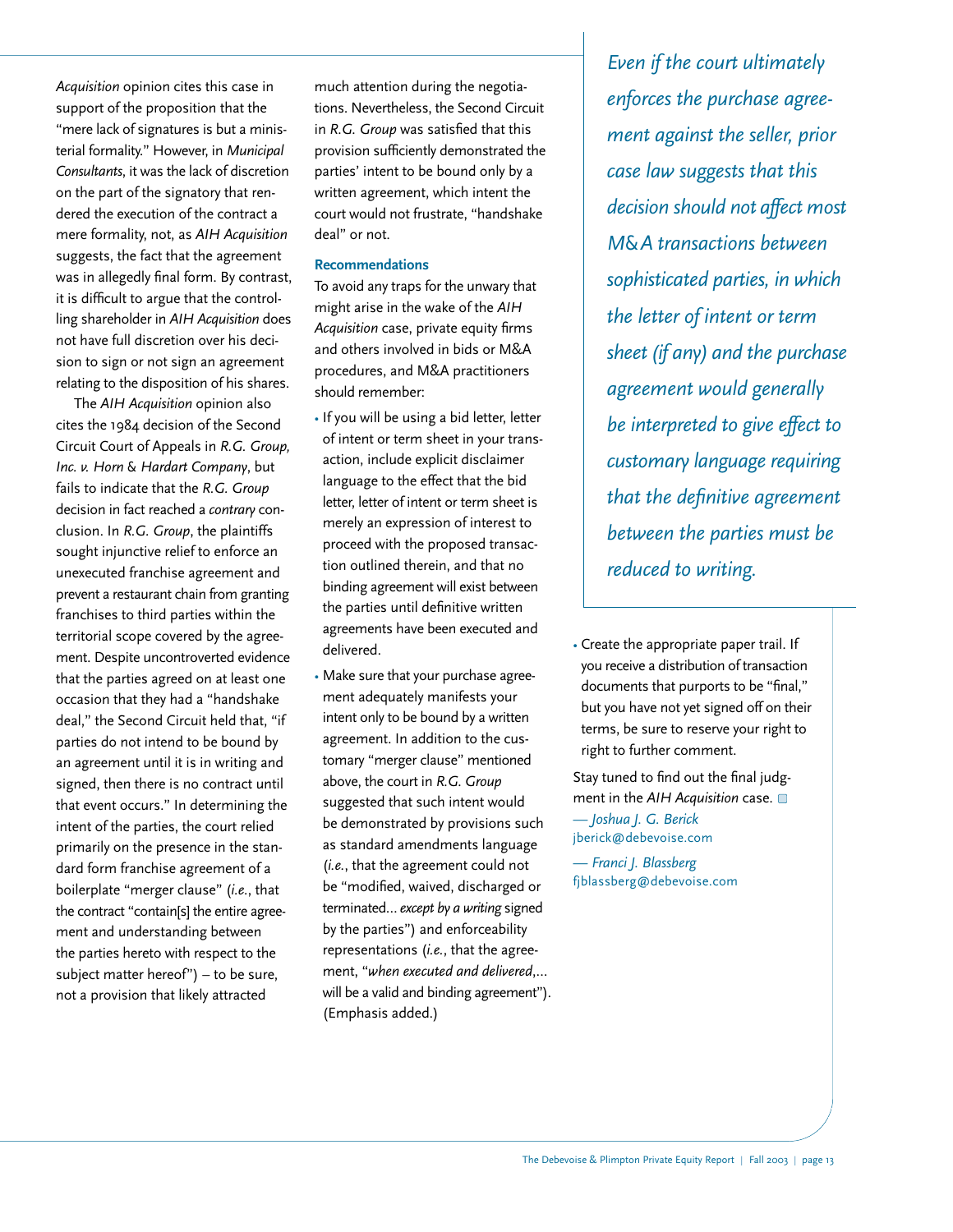*Acquisition* opinion cites this case in support of the proposition that the "mere lack of signatures is but a ministerial formality." However, in *Municipal Consultants*, it was the lack of discretion on the part of the signatory that rendered the execution of the contract a mere formality, not, as *AIH Acquisition* suggests, the fact that the agreement was in allegedly final form. By contrast, it is difficult to argue that the controlling shareholder in *AIH Acquisition* does not have full discretion over his decision to sign or not sign an agreement relating to the disposition of his shares.

The *AIH Acquisition* opinion also cites the 1984 decision of the Second Circuit Court of Appeals in *R.G. Group, Inc. v. Horn & Hardart Company*, but fails to indicate that the *R.G. Group* decision in fact reached a *contrary* conclusion. In *R.G. Group*, the plaintiffs sought injunctive relief to enforce an unexecuted franchise agreement and prevent a restaurant chain from granting franchises to third parties within the territorial scope covered by the agreement. Despite uncontroverted evidence that the parties agreed on at least one occasion that they had a "handshake deal," the Second Circuit held that, "if parties do not intend to be bound by an agreement until it is in writing and signed, then there is no contract until that event occurs." In determining the intent of the parties, the court relied primarily on the presence in the standard form franchise agreement of a boilerplate "merger clause" (*i.e.*, that the contract "contain[s] the entire agreement and understanding between the parties hereto with respect to the subject matter hereof") – to be sure, not a provision that likely attracted much attention during the negotiations. Nevertheless, the Second Circuit in *R.G. Group* was satisfied that this provision sufficiently demonstrated the parties' intent to be bound only by a written agreement, which intent the court would not frustrate, "handshake deal" or not.

### Recommendations

To avoid any traps for the unwary that might arise in the wake of the *AIH Acquisition* case, private equity firms and others involved in bids or M&A procedures, and M&A practitioners should remember:

- If you will be using a bid letter, letter of intent or term sheet in your transaction, include explicit disclaimer language to the effect that the bid letter, letter of intent or term sheet is merely an expression of interest to proceed with the proposed transaction outlined therein, and that no binding agreement will exist between the parties until definitive written agreements have been executed and delivered.
- Make sure that your purchase agreement adequately manifests your intent only to be bound by a written agreement. In addition to the customary "merger clause" mentioned above, the court in *R.G. Group* suggested that such intent would be demonstrated by provisions such as standard amendments language (*i.e.*, that the agreement could not be "modified, waived, discharged or terminated... *except by a writing* signed by the parties") and enforceability representations (*i.e.*, that the agreement, "*when executed and delivered*,... will be a valid and binding agreement"). (Emphasis added.)
- Create the appropriate paper trail. If you receive a distribution of transaction documents that purports to be "final," but you have not yet signed off on their terms, be sure to reserve your right to right to further comment.

*Even if the court ultimately enforces the purchase agreement against the seller, prior case law suggests that this decision should not affect most M&A transactions between sophisticated parties, in which the letter of intent or term sheet (if any) and the purchase agreement would generally be interpreted to give effect to customary language requiring that the definitive agreement between the parties must be reduced to writing.*

Stay tuned to find out the final judgment in the *AIH Acquisition* case. ☐

*— Joshua J. G. Berick*
jberick@debevoise.com

*— Franci J. Blassberg*
fjblassberg@debevoise.com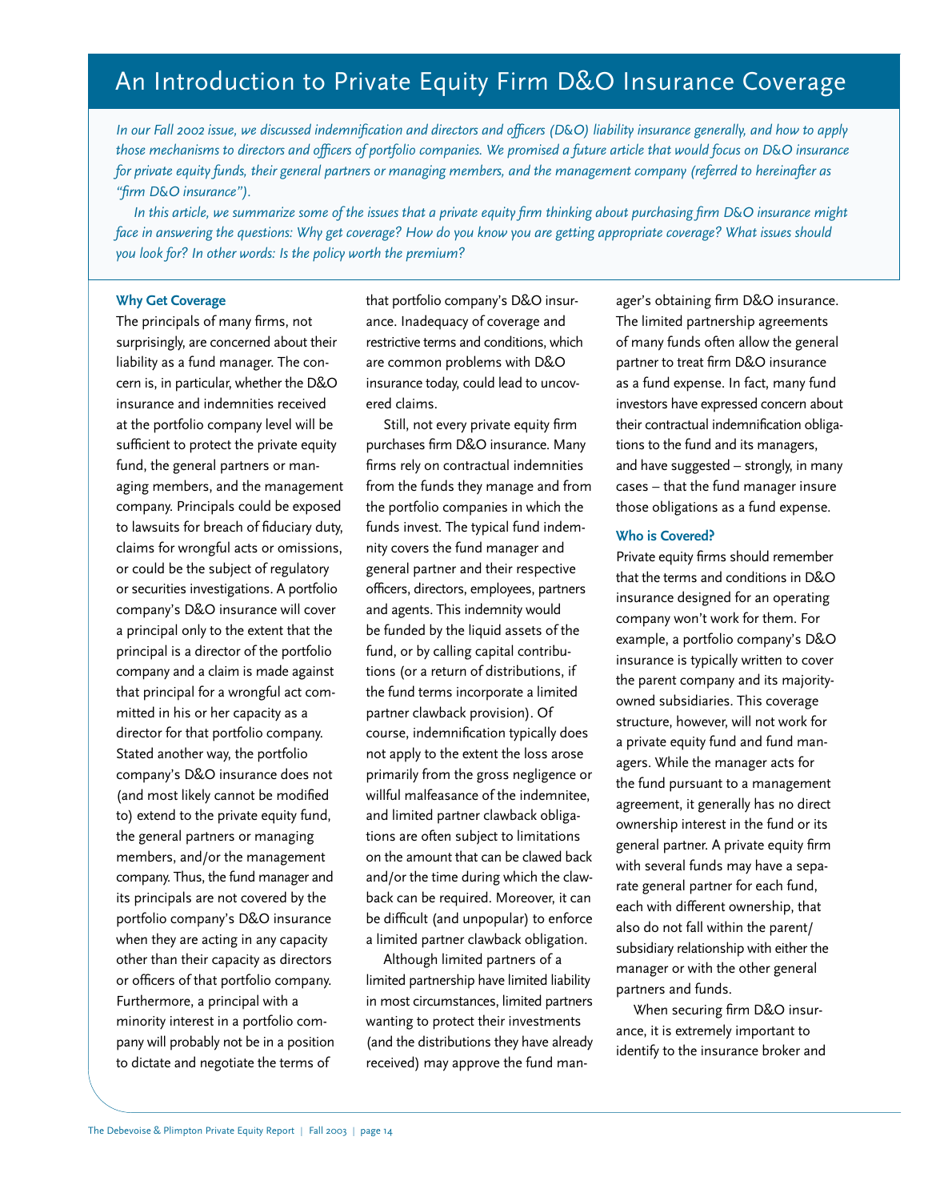# An Introduction to Private Equity Firm D&O Insurance Coverage

*In our Fall 2002 issue, we discussed indemnification and directors and officers (D&O) liability insurance generally, and how to apply those mechanisms to directors and officers of portfolio companies. We promised a future article that would focus on D&O insurance for private equity funds, their general partners or managing members, and the management company (referred to hereinafter as "firm D&O insurance").*

*In this article, we summarize some of the issues that a private equity firm thinking about purchasing firm D&O insurance might face in answering the questions: Why get coverage? How do you know you are getting appropriate coverage? What issues should you look for? In other words: Is the policy worth the premium?*

**Why Get Coverage**

The principals of many firms, not surprisingly, are concerned about their liability as a fund manager. The concern is, in particular, whether the D&O insurance and indemnities received at the portfolio company level will be sufficient to protect the private equity fund, the general partners or managing members, and the management company. Principals could be exposed to lawsuits for breach of fiduciary duty, claims for wrongful acts or omissions, or could be the subject of regulatory or securities investigations. A portfolio company's D&O insurance will cover a principal only to the extent that the principal is a director of the portfolio company and a claim is made against that principal for a wrongful act committed in his or her capacity as a director for that portfolio company. Stated another way, the portfolio company's D&O insurance does not (and most likely cannot be modified to) extend to the private equity fund, the general partners or managing members, and/or the management company. Thus, the fund manager and its principals are not covered by the portfolio company's D&O insurance when they are acting in any capacity other than their capacity as directors or officers of that portfolio company. Furthermore, a principal with a minority interest in a portfolio company will probably not be in a position to dictate and negotiate the terms of that portfolio company's D&O insurance. Inadequacy of coverage and restrictive terms and conditions, which are common problems with D&O insurance today, could lead to uncovered claims.

Still, not every private equity firm purchases firm D&O insurance. Many firms rely on contractual indemnities from the funds they manage and from the portfolio companies in which the funds invest. The typical fund indemnity covers the fund manager and general partner and their respective officers, directors, employees, partners and agents. This indemnity would be funded by the liquid assets of the fund, or by calling capital contributions (or a return of distributions, if the fund terms incorporate a limited partner clawback provision). Of course, indemnification typically does not apply to the extent the loss arose primarily from the gross negligence or willful malfeasance of the indemnitee, and limited partner clawback obligations are often subject to limitations on the amount that can be clawed back and/or the time during which the clawback can be required. Moreover, it can be difficult (and unpopular) to enforce a limited partner clawback obligation.

Although limited partners of a limited partnership have limited liability in most circumstances, limited partners wanting to protect their investments (and the distributions they have already received) may approve the fund manager's obtaining firm D&O insurance. The limited partnership agreements of many funds often allow the general partner to treat firm D&O insurance as a fund expense. In fact, many fund investors have expressed concern about their contractual indemnification obligations to the fund and its managers, and have suggested – strongly, in many cases – that the fund manager insure those obligations as a fund expense.

**Who is Covered?**

Private equity firms should remember that the terms and conditions in D&O insurance designed for an operating company won't work for them. For example, a portfolio company's D&O insurance is typically written to cover the parent company and its majority-owned subsidiaries. This coverage structure, however, will not work for a private equity fund and fund managers. While the manager acts for the fund pursuant to a management agreement, it generally has no direct ownership interest in the fund or its general partner. A private equity firm with several funds may have a separate general partner for each fund, each with different ownership, that also do not fall within the parent/subsidiary relationship with either the manager or with the other general partners and funds.

When securing firm D&O insurance, it is extremely important to identify to the insurance broker and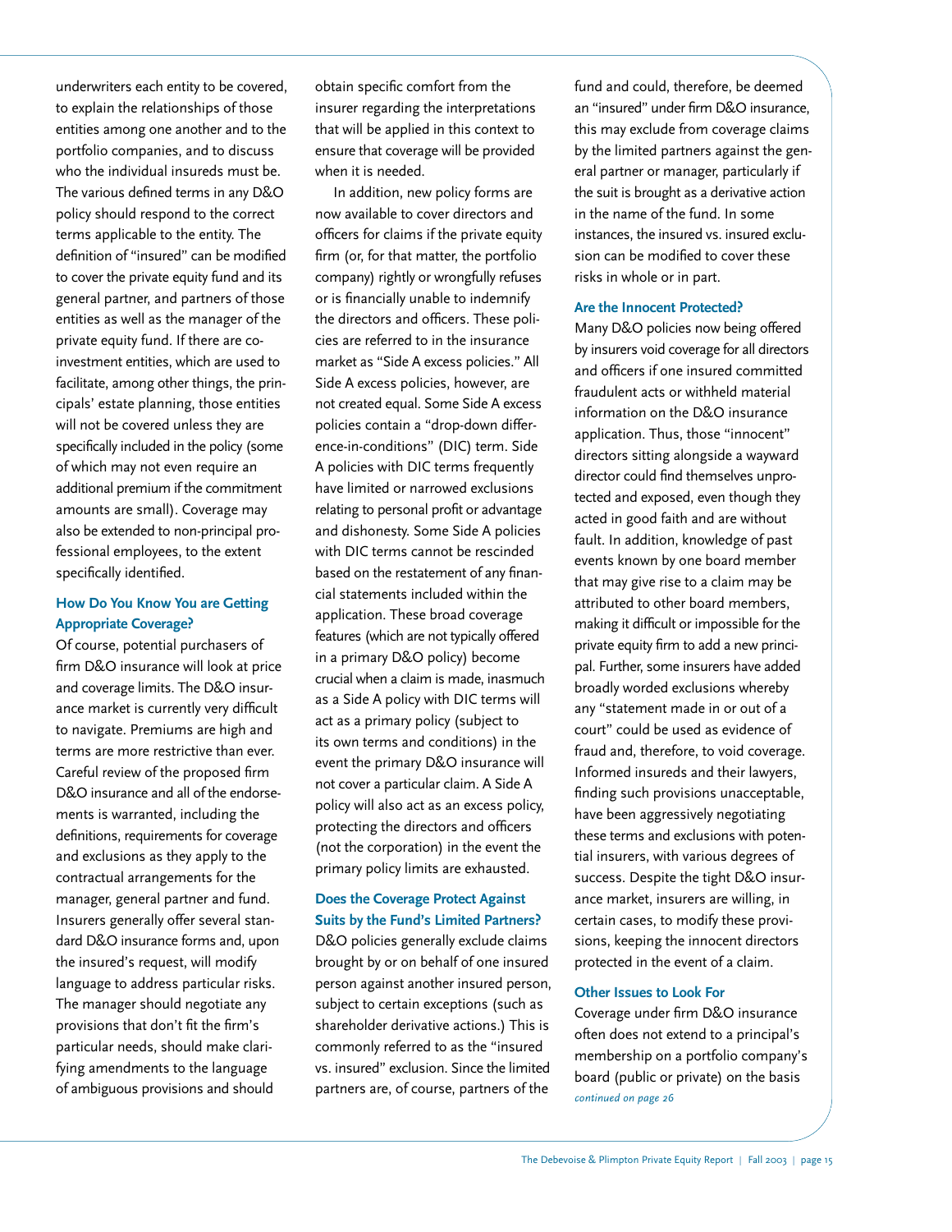underwriters each entity to be covered, to explain the relationships of those entities among one another and to the portfolio companies, and to discuss who the individual insureds must be. The various defined terms in any D&O policy should respond to the correct terms applicable to the entity. The definition of "insured" can be modified to cover the private equity fund and its general partner, and partners of those entities as well as the manager of the private equity fund. If there are co-investment entities, which are used to facilitate, among other things, the principals' estate planning, those entities will not be covered unless they are specifically included in the policy (some of which may not even require an additional premium if the commitment amounts are small). Coverage may also be extended to non-principal professional employees, to the extent specifically identified.

### How Do You Know You are Getting Appropriate Coverage?

Of course, potential purchasers of firm D&O insurance will look at price and coverage limits. The D&O insurance market is currently very difficult to navigate. Premiums are high and terms are more restrictive than ever. Careful review of the proposed firm D&O insurance and all of the endorsements is warranted, including the definitions, requirements for coverage and exclusions as they apply to the contractual arrangements for the manager, general partner and fund. Insurers generally offer several standard D&O insurance forms and, upon the insured's request, will modify language to address particular risks. The manager should negotiate any provisions that don't fit the firm's particular needs, should make clarifying amendments to the language of ambiguous provisions and should obtain specific comfort from the insurer regarding the interpretations that will be applied in this context to ensure that coverage will be provided when it is needed.

In addition, new policy forms are now available to cover directors and officers for claims if the private equity firm (or, for that matter, the portfolio company) rightly or wrongfully refuses or is financially unable to indemnify the directors and officers. These policies are referred to in the insurance market as "Side A excess policies." All Side A excess policies, however, are not created equal. Some Side A excess policies contain a "drop-down difference-in-conditions" (DIC) term. Side A policies with DIC terms frequently have limited or narrowed exclusions relating to personal profit or advantage and dishonesty. Some Side A policies with DIC terms cannot be rescinded based on the restatement of any financial statements included within the application. These broad coverage features (which are not typically offered in a primary D&O policy) become crucial when a claim is made, inasmuch as a Side A policy with DIC terms will act as a primary policy (subject to its own terms and conditions) in the event the primary D&O insurance will not cover a particular claim. A Side A policy will also act as an excess policy, protecting the directors and officers (not the corporation) in the event the primary policy limits are exhausted.

### Does the Coverage Protect Against Suits by the Fund's Limited Partners?

D&O policies generally exclude claims brought by or on behalf of one insured person against another insured person, subject to certain exceptions (such as shareholder derivative actions.) This is commonly referred to as the "insured vs. insured" exclusion. Since the limited partners are, of course, partners of the fund and could, therefore, be deemed an "insured" under firm D&O insurance, this may exclude from coverage claims by the limited partners against the general partner or manager, particularly if the suit is brought as a derivative action in the name of the fund. In some instances, the insured vs. insured exclusion can be modified to cover these risks in whole or in part.

### Are the Innocent Protected?

Many D&O policies now being offered by insurers void coverage for all directors and officers if one insured committed fraudulent acts or withheld material information on the D&O insurance application. Thus, those "innocent" directors sitting alongside a wayward director could find themselves unprotected and exposed, even though they acted in good faith and are without fault. In addition, knowledge of past events known by one board member that may give rise to a claim may be attributed to other board members, making it difficult or impossible for the private equity firm to add a new principal. Further, some insurers have added broadly worded exclusions whereby any "statement made in or out of a court" could be used as evidence of fraud and, therefore, to void coverage. Informed insureds and their lawyers, finding such provisions unacceptable, have been aggressively negotiating these terms and exclusions with potential insurers, with various degrees of success. Despite the tight D&O insurance market, insurers are willing, in certain cases, to modify these provisions, keeping the innocent directors protected in the event of a claim.

### Other Issues to Look For

Coverage under firm D&O insurance often does not extend to a principal's membership on a portfolio company's board (public or private) on the basis

*continued on page 26*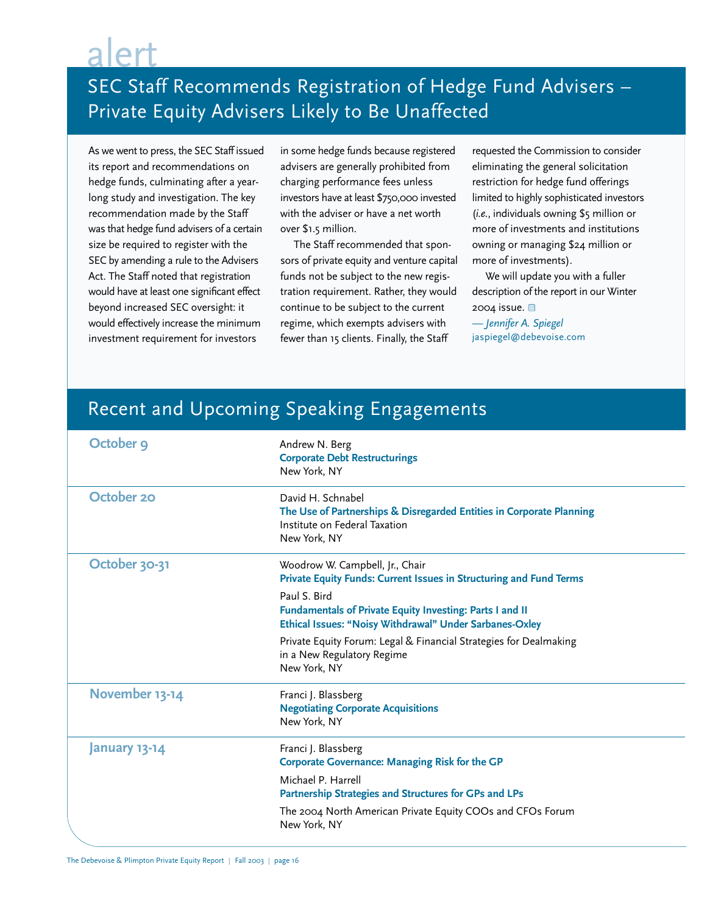alert

## SEC Staff Recommends Registration of Hedge Fund Advisers – Private Equity Advisers Likely to Be Unaffected

As we went to press, the SEC Staff issued its report and recommendations on hedge funds, culminating after a year-long study and investigation. The key recommendation made by the Staff was that hedge fund advisers of a certain size be required to register with the SEC by amending a rule to the Advisers Act. The Staff noted that registration would have at least one significant effect beyond increased SEC oversight: it would effectively increase the minimum investment requirement for investors in some hedge funds because registered advisers are generally prohibited from charging performance fees unless investors have at least $750,000 invested with the adviser or have a net worth over $1.5 million.

The Staff recommended that sponsors of private equity and venture capital funds not be subject to the new registration requirement. Rather, they would continue to be subject to the current regime, which exempts advisers with fewer than 15 clients. Finally, the Staff requested the Commission to consider eliminating the general solicitation restriction for hedge fund offerings limited to highly sophisticated investors (*i.e.*, individuals owning $5 million or more of investments and institutions owning or managing $24 million or more of investments).

We will update you with a fuller description of the report in our Winter 2004 issue.

*— Jennifer A. Spiegel*
jaspiegel@debevoise.com

## Recent and Upcoming Speaking Engagements

**October 9**

Andrew N. Berg
**Corporate Debt Restructurings**
New York, NY

**October 20**

David H. Schnabel
**The Use of Partnerships & Disregarded Entities in Corporate Planning**
Institute on Federal Taxation
New York, NY

**October 30-31**

Woodrow W. Campbell, Jr., Chair
**Private Equity Funds: Current Issues in Structuring and Fund Terms**

Paul S. Bird
**Fundamentals of Private Equity Investing: Parts I and II**
**Ethical Issues: "Noisy Withdrawal" Under Sarbanes-Oxley**

Private Equity Forum: Legal & Financial Strategies for Dealmaking in a New Regulatory Regime
New York, NY

**November 13-14**

Franci J. Blassberg
**Negotiating Corporate Acquisitions**
New York, NY

**January 13-14**

Franci J. Blassberg
**Corporate Governance: Managing Risk for the GP**

Michael P. Harrell
**Partnership Strategies and Structures for GPs and LPs**

The 2004 North American Private Equity COOs and CFOs Forum
New York, NY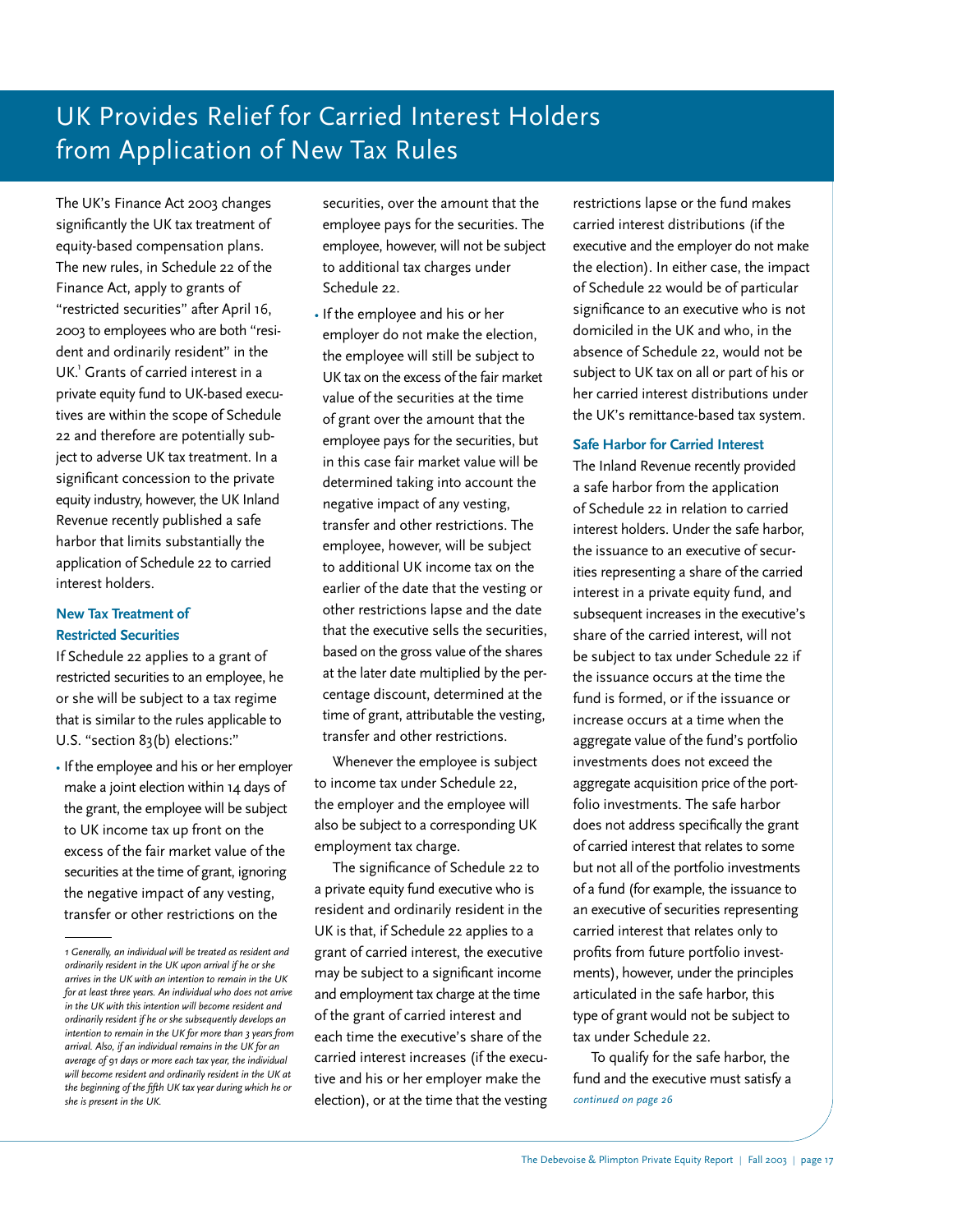# UK Provides Relief for Carried Interest Holders from Application of New Tax Rules

The UK's Finance Act 2003 changes significantly the UK tax treatment of equity-based compensation plans. The new rules, in Schedule 22 of the Finance Act, apply to grants of "restricted securities" after April 16, 2003 to employees who are both "resident and ordinarily resident" in the UK.[1] Grants of carried interest in a private equity fund to UK-based executives are within the scope of Schedule 22 and therefore are potentially subject to adverse UK tax treatment. In a significant concession to the private equity industry, however, the UK Inland Revenue recently published a safe harbor that limits substantially the application of Schedule 22 to carried interest holders.

### New Tax Treatment of Restricted Securities

If Schedule 22 applies to a grant of restricted securities to an employee, he or she will be subject to a tax regime that is similar to the rules applicable to U.S. "section 83(b) elections:"

- If the employee and his or her employer make a joint election within 14 days of the grant, the employee will be subject to UK income tax up front on the excess of the fair market value of the securities at the time of grant, ignoring the negative impact of any vesting, transfer or other restrictions on the securities, over the amount that the employee pays for the securities. The employee, however, will not be subject to additional tax charges under Schedule 22.
- If the employee and his or her employer do not make the election, the employee will still be subject to UK tax on the excess of the fair market value of the securities at the time of grant over the amount that the employee pays for the securities, but in this case fair market value will be determined taking into account the negative impact of any vesting, transfer and other restrictions. The employee, however, will be subject to additional UK income tax on the earlier of the date that the vesting or other restrictions lapse and the date that the executive sells the securities, based on the gross value of the shares at the later date multiplied by the percentage discount, determined at the time of grant, attributable the vesting, transfer and other restrictions.

Whenever the employee is subject to income tax under Schedule 22, the employer and the employee will also be subject to a corresponding UK employment tax charge.

The significance of Schedule 22 to a private equity fund executive who is resident and ordinarily resident in the UK is that, if Schedule 22 applies to a grant of carried interest, the executive may be subject to a significant income and employment tax charge at the time of the grant of carried interest and each time the executive's share of the carried interest increases (if the executive and his or her employer make the election), or at the time that the vesting restrictions lapse or the fund makes carried interest distributions (if the executive and the employer do not make the election). In either case, the impact of Schedule 22 would be of particular significance to an executive who is not domiciled in the UK and who, in the absence of Schedule 22, would not be subject to UK tax on all or part of his or her carried interest distributions under the UK's remittance-based tax system.

### Safe Harbor for Carried Interest

The Inland Revenue recently provided a safe harbor from the application of Schedule 22 in relation to carried interest holders. Under the safe harbor, the issuance to an executive of securities representing a share of the carried interest in a private equity fund, and subsequent increases in the executive's share of the carried interest, will not be subject to tax under Schedule 22 if the issuance occurs at the time the fund is formed, or if the issuance or increase occurs at a time when the aggregate value of the fund's portfolio investments does not exceed the aggregate acquisition price of the portfolio investments. The safe harbor does not address specifically the grant of carried interest that relates to some but not all of the portfolio investments of a fund (for example, the issuance to an executive of securities representing carried interest that relates only to profits from future portfolio investments), however, under the principles articulated in the safe harbor, this type of grant would not be subject to tax under Schedule 22.

To qualify for the safe harbor, the fund and the executive must satisfy a

*continued on page 26*

---

*1 Generally, an individual will be treated as resident and ordinarily resident in the UK upon arrival if he or she arrives in the UK with an intention to remain in the UK for at least three years. An individual who does not arrive in the UK with this intention will become resident and ordinarily resident if he or she subsequently develops an intention to remain in the UK for more than 3 years from arrival. Also, if an individual remains in the UK for an average of 91 days or more each tax year, the individual will become resident and ordinarily resident in the UK at the beginning of the fifth UK tax year during which he or she is present in the UK.*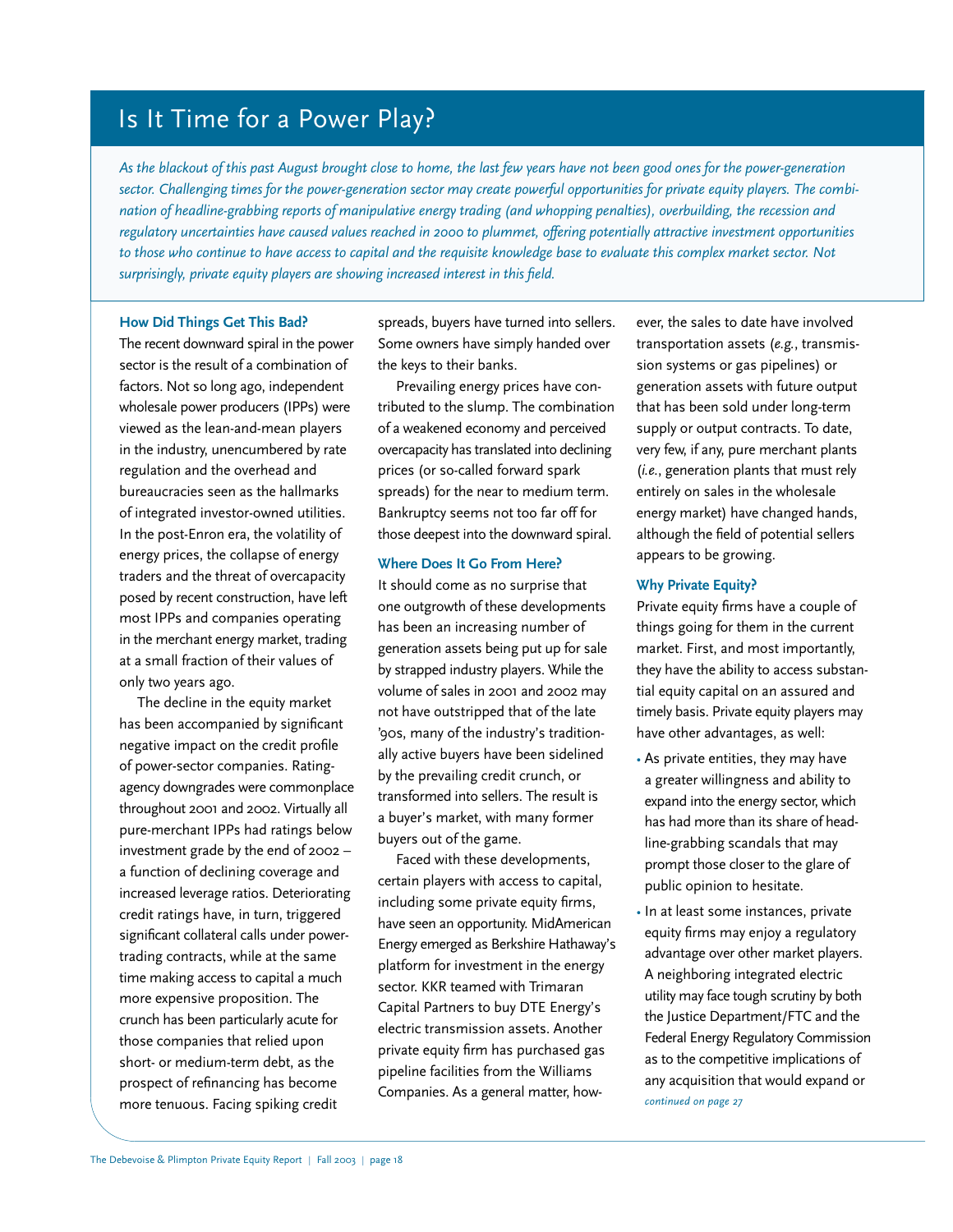# Is It Time for a Power Play?

*As the blackout of this past August brought close to home, the last few years have not been good ones for the power-generation sector. Challenging times for the power-generation sector may create powerful opportunities for private equity players. The combination of headline-grabbing reports of manipulative energy trading (and whopping penalties), overbuilding, the recession and regulatory uncertainties have caused values reached in 2000 to plummet, offering potentially attractive investment opportunities to those who continue to have access to capital and the requisite knowledge base to evaluate this complex market sector. Not surprisingly, private equity players are showing increased interest in this field.*

### How Did Things Get This Bad?

The recent downward spiral in the power sector is the result of a combination of factors. Not so long ago, independent wholesale power producers (IPPs) were viewed as the lean-and-mean players in the industry, unencumbered by rate regulation and the overhead and bureaucracies seen as the hallmarks of integrated investor-owned utilities. In the post-Enron era, the volatility of energy prices, the collapse of energy traders and the threat of overcapacity posed by recent construction, have left most IPPs and companies operating in the merchant energy market, trading at a small fraction of their values of only two years ago.

The decline in the equity market has been accompanied by significant negative impact on the credit profile of power-sector companies. Rating-agency downgrades were commonplace throughout 2001 and 2002. Virtually all pure-merchant IPPs had ratings below investment grade by the end of 2002 – a function of declining coverage and increased leverage ratios. Deteriorating credit ratings have, in turn, triggered significant collateral calls under power-trading contracts, while at the same time making access to capital a much more expensive proposition. The crunch has been particularly acute for those companies that relied upon short- or medium-term debt, as the prospect of refinancing has become more tenuous. Facing spiking credit spreads, buyers have turned into sellers. Some owners have simply handed over the keys to their banks.

Prevailing energy prices have contributed to the slump. The combination of a weakened economy and perceived overcapacity has translated into declining prices (or so-called forward spark spreads) for the near to medium term. Bankruptcy seems not too far off for those deepest into the downward spiral.

### Where Does It Go From Here?

It should come as no surprise that one outgrowth of these developments has been an increasing number of generation assets being put up for sale by strapped industry players. While the volume of sales in 2001 and 2002 may not have outstripped that of the late '90s, many of the industry's traditionally active buyers have been sidelined by the prevailing credit crunch, or transformed into sellers. The result is a buyer's market, with many former buyers out of the game.

Faced with these developments, certain players with access to capital, including some private equity firms, have seen an opportunity. MidAmerican Energy emerged as Berkshire Hathaway's platform for investment in the energy sector. KKR teamed with Trimaran Capital Partners to buy DTE Energy's electric transmission assets. Another private equity firm has purchased gas pipeline facilities from the Williams Companies. As a general matter, however, the sales to date have involved transportation assets (*e.g.*, transmission systems or gas pipelines) or generation assets with future output that has been sold under long-term supply or output contracts. To date, very few, if any, pure merchant plants (*i.e.*, generation plants that must rely entirely on sales in the wholesale energy market) have changed hands, although the field of potential sellers appears to be growing.

### Why Private Equity?

Private equity firms have a couple of things going for them in the current market. First, and most importantly, they have the ability to access substantial equity capital on an assured and timely basis. Private equity players may have other advantages, as well:

- As private entities, they may have a greater willingness and ability to expand into the energy sector, which has had more than its share of headline-grabbing scandals that may prompt those closer to the glare of public opinion to hesitate.
- In at least some instances, private equity firms may enjoy a regulatory advantage over other market players. A neighboring integrated electric utility may face tough scrutiny by both the Justice Department/FTC and the Federal Energy Regulatory Commission as to the competitive implications of any acquisition that would expand or

*continued on page 27*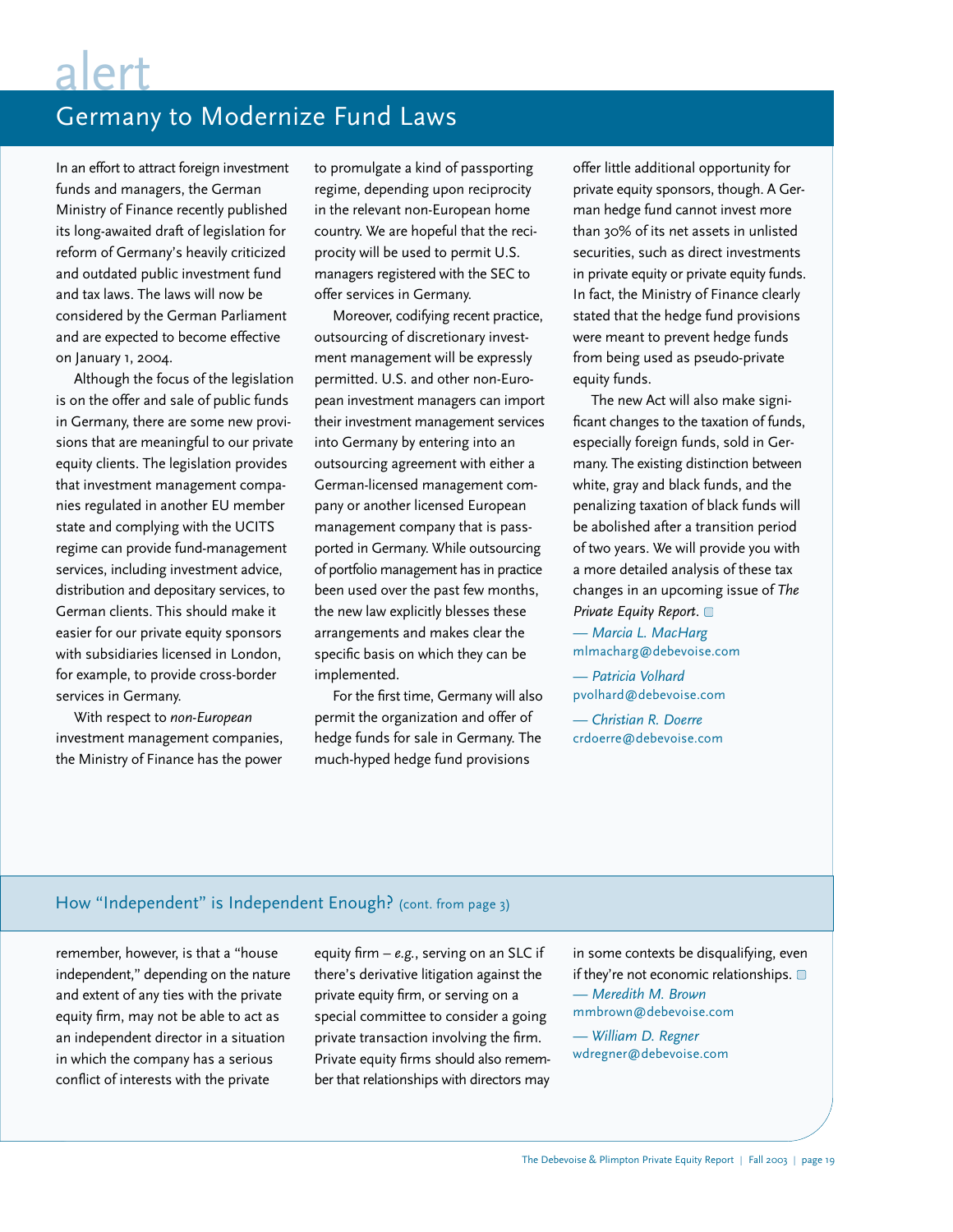# alert

## Germany to Modernize Fund Laws

In an effort to attract foreign investment funds and managers, the German Ministry of Finance recently published its long-awaited draft of legislation for reform of Germany's heavily criticized and outdated public investment fund and tax laws. The laws will now be considered by the German Parliament and are expected to become effective on January 1, 2004.

Although the focus of the legislation is on the offer and sale of public funds in Germany, there are some new provisions that are meaningful to our private equity clients. The legislation provides that investment management companies regulated in another EU member state and complying with the UCITS regime can provide fund-management services, including investment advice, distribution and depositary services, to German clients. This should make it easier for our private equity sponsors with subsidiaries licensed in London, for example, to provide cross-border services in Germany.

With respect to *non-European* investment management companies, the Ministry of Finance has the power to promulgate a kind of passporting regime, depending upon reciprocity in the relevant non-European home country. We are hopeful that the reciprocity will be used to permit U.S. managers registered with the SEC to offer services in Germany.

Moreover, codifying recent practice, outsourcing of discretionary investment management will be expressly permitted. U.S. and other non-European investment managers can import their investment management services into Germany by entering into an outsourcing agreement with either a German-licensed management company or another licensed European management company that is passported in Germany. While outsourcing of portfolio management has in practice been used over the past few months, the new law explicitly blesses these arrangements and makes clear the specific basis on which they can be implemented.

For the first time, Germany will also permit the organization and offer of hedge funds for sale in Germany. The much-hyped hedge fund provisions offer little additional opportunity for private equity sponsors, though. A German hedge fund cannot invest more than 30% of its net assets in unlisted securities, such as direct investments in private equity or private equity funds. In fact, the Ministry of Finance clearly stated that the hedge fund provisions were meant to prevent hedge funds from being used as pseudo-private equity funds.

The new Act will also make significant changes to the taxation of funds, especially foreign funds, sold in Germany. The existing distinction between white, gray and black funds, and the penalizing taxation of black funds will be abolished after a transition period of two years. We will provide you with a more detailed analysis of these tax changes in an upcoming issue of *The Private Equity Report*. ◻

*— Marcia L. MacHarg*
mlmacharg@debevoise.com

*— Patricia Volhard*
pvolhard@debevoise.com

*— Christian R. Doerre*
crdoerre@debevoise.com

## How "Independent" is Independent Enough? (cont. from page 3)

remember, however, is that a "house independent," depending on the nature and extent of any ties with the private equity firm, may not be able to act as an independent director in a situation in which the company has a serious conflict of interests with the private equity firm – *e.g.*, serving on an SLC if there's derivative litigation against the private equity firm, or serving on a special committee to consider a going private transaction involving the firm. Private equity firms should also remember that relationships with directors may in some contexts be disqualifying, even if they're not economic relationships. ◻

*— Meredith M. Brown*
mmbrown@debevoise.com

*— William D. Regner*
wdregner@debevoise.com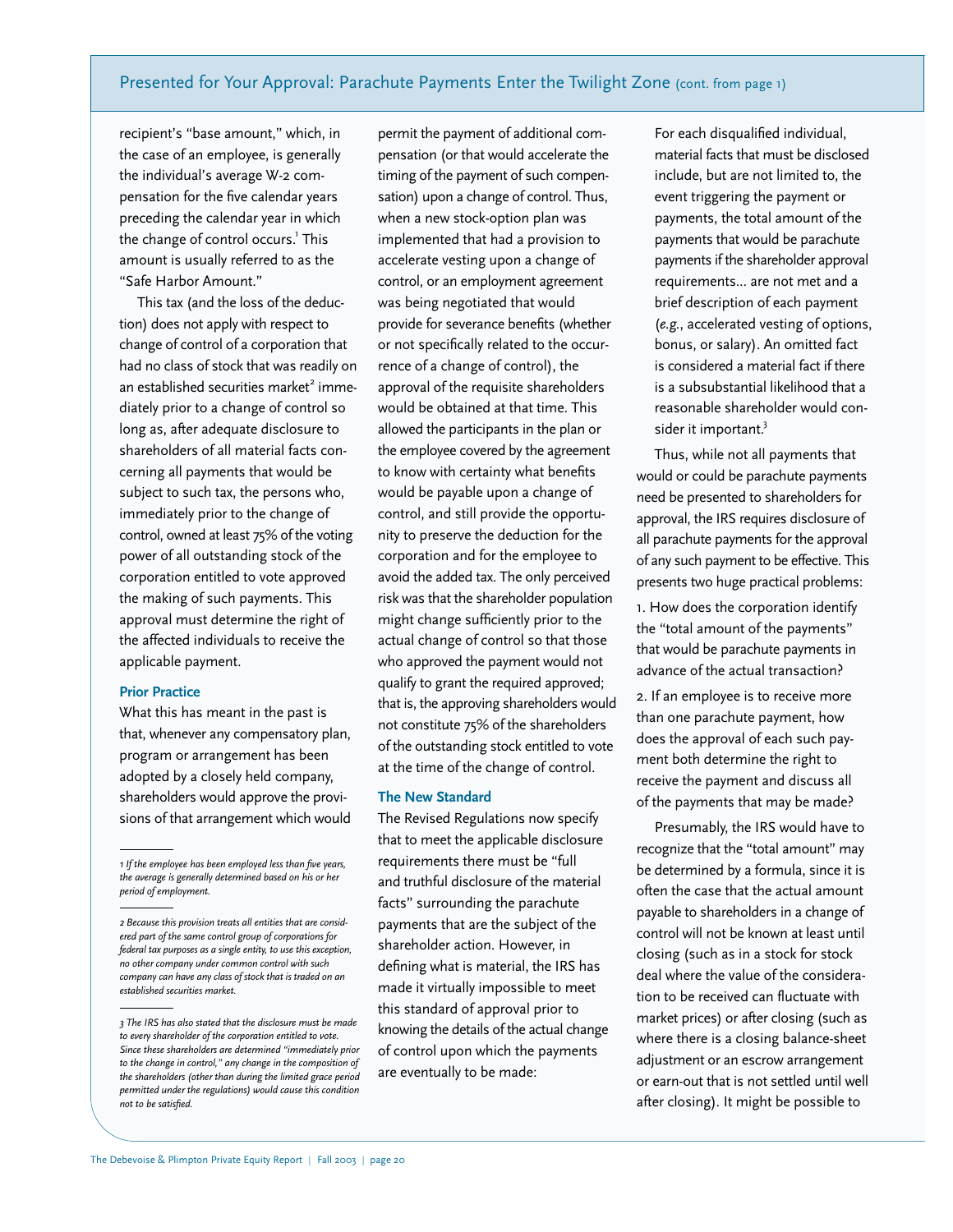recipient's "base amount," which, in the case of an employee, is generally the individual's average W-2 compensation for the five calendar years preceding the calendar year in which the change of control occurs.[1] This amount is usually referred to as the "Safe Harbor Amount."

This tax (and the loss of the deduction) does not apply with respect to change of control of a corporation that had no class of stock that was readily on an established securities market[2] immediately prior to a change of control so long as, after adequate disclosure to shareholders of all material facts concerning all payments that would be subject to such tax, the persons who, immediately prior to the change of control, owned at least 75% of the voting power of all outstanding stock of the corporation entitled to vote approved the making of such payments. This approval must determine the right of the affected individuals to receive the applicable payment.

### Prior Practice

What this has meant in the past is that, whenever any compensatory plan, program or arrangement has been adopted by a closely held company, shareholders would approve the provisions of that arrangement which would permit the payment of additional compensation (or that would accelerate the timing of the payment of such compensation) upon a change of control. Thus, when a new stock-option plan was implemented that had a provision to accelerate vesting upon a change of control, or an employment agreement was being negotiated that would provide for severance benefits (whether or not specifically related to the occurrence of a change of control), the approval of the requisite shareholders would be obtained at that time. This allowed the participants in the plan or the employee covered by the agreement to know with certainty what benefits would be payable upon a change of control, and still provide the opportunity to preserve the deduction for the corporation and for the employee to avoid the added tax. The only perceived risk was that the shareholder population might change sufficiently prior to the actual change of control so that those who approved the payment would not qualify to grant the required approved; that is, the approving shareholders would not constitute 75% of the shareholders of the outstanding stock entitled to vote at the time of the change of control.

### The New Standard

The Revised Regulations now specify that to meet the applicable disclosure requirements there must be "full and truthful disclosure of the material facts" surrounding the parachute payments that are the subject of the shareholder action. However, in defining what is material, the IRS has made it virtually impossible to meet this standard of approval prior to knowing the details of the actual change of control upon which the payments are eventually to be made:

> For each disqualified individual, material facts that must be disclosed include, but are not limited to, the event triggering the payment or payments, the total amount of the payments that would be parachute payments if the shareholder approval requirements... are not met and a brief description of each payment (*e.g.*, accelerated vesting of options, bonus, or salary). An omitted fact is considered a material fact if there is a subsubstantial likelihood that a reasonable shareholder would consider it important.[3]

Thus, while not all payments that would or could be parachute payments need be presented to shareholders for approval, the IRS requires disclosure of all parachute payments for the approval of any such payment to be effective. This presents two huge practical problems:

1. How does the corporation identify the "total amount of the payments" that would be parachute payments in advance of the actual transaction?
2. If an employee is to receive more than one parachute payment, how does the approval of each such payment both determine the right to receive the payment and discuss all of the payments that may be made?

Presumably, the IRS would have to recognize that the "total amount" may be determined by a formula, since it is often the case that the actual amount payable to shareholders in a change of control will not be known at least until closing (such as in a stock for stock deal where the value of the consideration to be received can fluctuate with market prices) or after closing (such as where there is a closing balance-sheet adjustment or an escrow arrangement or earn-out that is not settled until well after closing). It might be possible to

---

*1 If the employee has been employed less than five years, the average is generally determined based on his or her period of employment.*

*2 Because this provision treats all entities that are considered part of the same control group of corporations for federal tax purposes as a single entity, to use this exception, no other company under common control with such company can have any class of stock that is traded on an established securities market.*

*3 The IRS has also stated that the disclosure must be made to every shareholder of the corporation entitled to vote. Since these shareholders are determined "immediately prior to the change in control," any change in the composition of the shareholders (other than during the limited grace period permitted under the regulations) would cause this condition not to be satisfied.*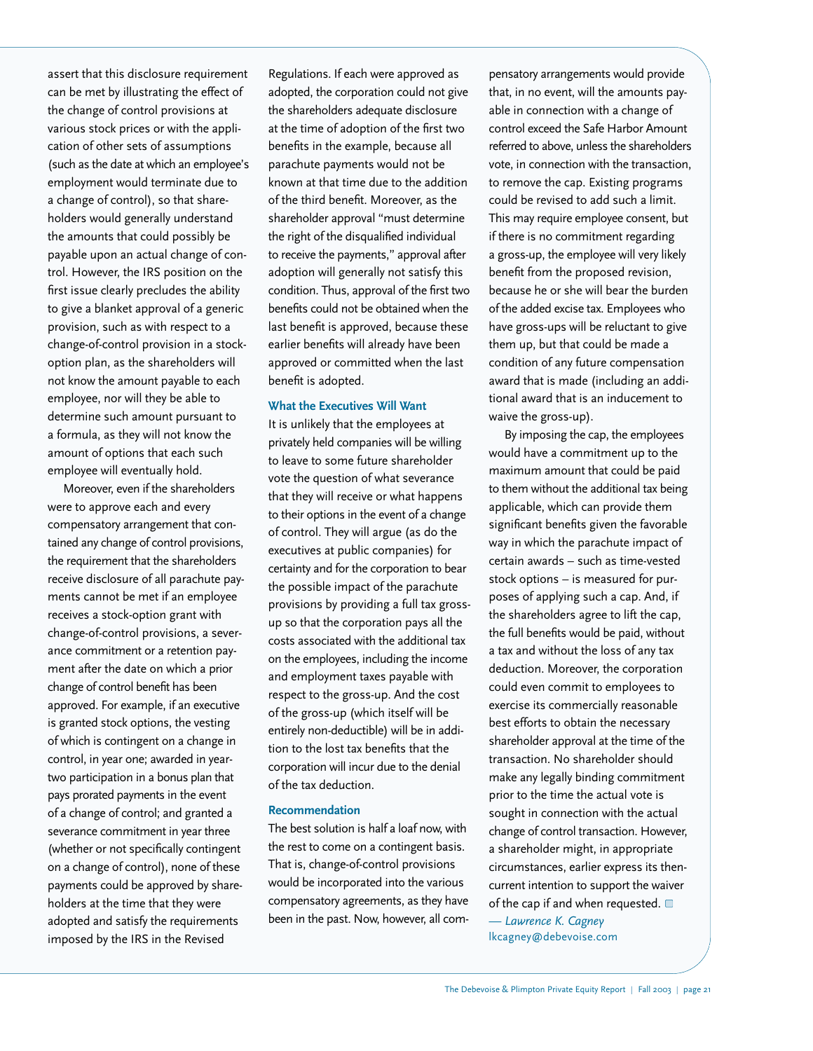assert that this disclosure requirement can be met by illustrating the effect of the change of control provisions at various stock prices or with the application of other sets of assumptions (such as the date at which an employee's employment would terminate due to a change of control), so that shareholders would generally understand the amounts that could possibly be payable upon an actual change of control. However, the IRS position on the first issue clearly precludes the ability to give a blanket approval of a generic provision, such as with respect to a change-of-control provision in a stock-option plan, as the shareholders will not know the amount payable to each employee, nor will they be able to determine such amount pursuant to a formula, as they will not know the amount of options that each such employee will eventually hold.

Moreover, even if the shareholders were to approve each and every compensatory arrangement that contained any change of control provisions, the requirement that the shareholders receive disclosure of all parachute payments cannot be met if an employee receives a stock-option grant with change-of-control provisions, a severance commitment or a retention payment after the date on which a prior change of control benefit has been approved. For example, if an executive is granted stock options, the vesting of which is contingent on a change in control, in year one; awarded in year-two participation in a bonus plan that pays prorated payments in the event of a change of control; and granted a severance commitment in year three (whether or not specifically contingent on a change of control), none of these payments could be approved by shareholders at the time that they were adopted and satisfy the requirements imposed by the IRS in the Revised Regulations. If each were approved as adopted, the corporation could not give the shareholders adequate disclosure at the time of adoption of the first two benefits in the example, because all parachute payments would not be known at that time due to the addition of the third benefit. Moreover, as the shareholder approval "must determine the right of the disqualified individual to receive the payments," approval after adoption will generally not satisfy this condition. Thus, approval of the first two benefits could not be obtained when the last benefit is approved, because these earlier benefits will already have been approved or committed when the last benefit is adopted.

### What the Executives Will Want

It is unlikely that the employees at privately held companies will be willing to leave to some future shareholder vote the question of what severance that they will receive or what happens to their options in the event of a change of control. They will argue (as do the executives at public companies) for certainty and for the corporation to bear the possible impact of the parachute provisions by providing a full tax gross-up so that the corporation pays all the costs associated with the additional tax on the employees, including the income and employment taxes payable with respect to the gross-up. And the cost of the gross-up (which itself will be entirely non-deductible) will be in addition to the lost tax benefits that the corporation will incur due to the denial of the tax deduction.

### Recommendation

The best solution is half a loaf now, with the rest to come on a contingent basis. That is, change-of-control provisions would be incorporated into the various compensatory agreements, as they have been in the past. Now, however, all compensatory arrangements would provide that, in no event, will the amounts payable in connection with a change of control exceed the Safe Harbor Amount referred to above, unless the shareholders vote, in connection with the transaction, to remove the cap. Existing programs could be revised to add such a limit. This may require employee consent, but if there is no commitment regarding a gross-up, the employee will very likely benefit from the proposed revision, because he or she will bear the burden of the added excise tax. Employees who have gross-ups will be reluctant to give them up, but that could be made a condition of any future compensation award that is made (including an additional award that is an inducement to waive the gross-up).

By imposing the cap, the employees would have a commitment up to the maximum amount that could be paid to them without the additional tax being applicable, which can provide them significant benefits given the favorable way in which the parachute impact of certain awards – such as time-vested stock options – is measured for purposes of applying such a cap. And, if the shareholders agree to lift the cap, the full benefits would be paid, without a tax and without the loss of any tax deduction. Moreover, the corporation could even commit to employees to exercise its commercially reasonable best efforts to obtain the necessary shareholder approval at the time of the transaction. No shareholder should make any legally binding commitment prior to the time the actual vote is sought in connection with the actual change of control transaction. However, a shareholder might, in appropriate circumstances, earlier express its then-current intention to support the waiver of the cap if and when requested.

*— Lawrence K. Cagney*
lkcagney@debevoise.com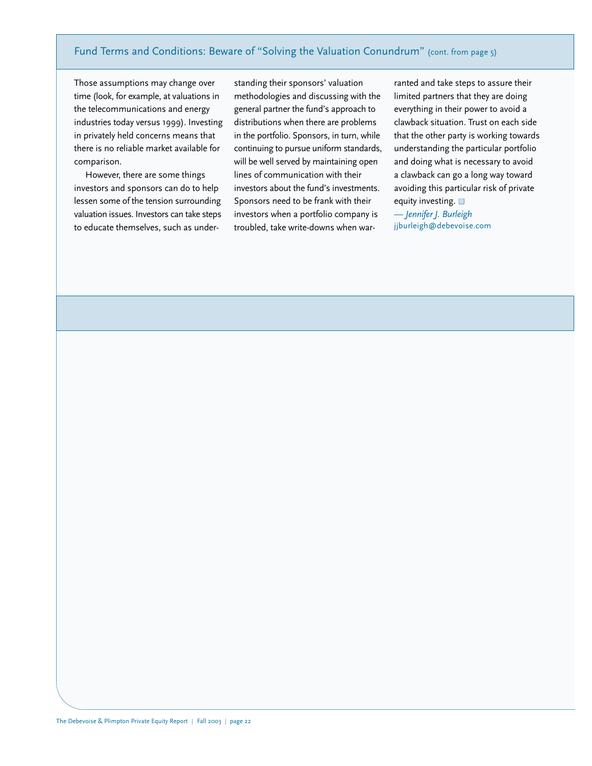## Fund Terms and Conditions: Beware of "Solving the Valuation Conundrum" (cont. from page 5)

Those assumptions may change over time (look, for example, at valuations in the telecommunications and energy industries today versus 1999). Investing in privately held concerns means that there is no reliable market available for comparison.

However, there are some things investors and sponsors can do to help lessen some of the tension surrounding valuation issues. Investors can take steps to educate themselves, such as understanding their sponsors' valuation methodologies and discussing with the general partner the fund's approach to distributions when there are problems in the portfolio. Sponsors, in turn, while continuing to pursue uniform standards, will be well served by maintaining open lines of communication with their investors about the fund's investments. Sponsors need to be frank with their investors when a portfolio company is troubled, take write-downs when warranted and take steps to assure their limited partners that they are doing everything in their power to avoid a clawback situation. Trust on each side that the other party is working towards understanding the particular portfolio and doing what is necessary to avoid a clawback can go a long way toward avoiding this particular risk of private equity investing.

*— Jennifer J. Burleigh*
jjburleigh@debevoise.com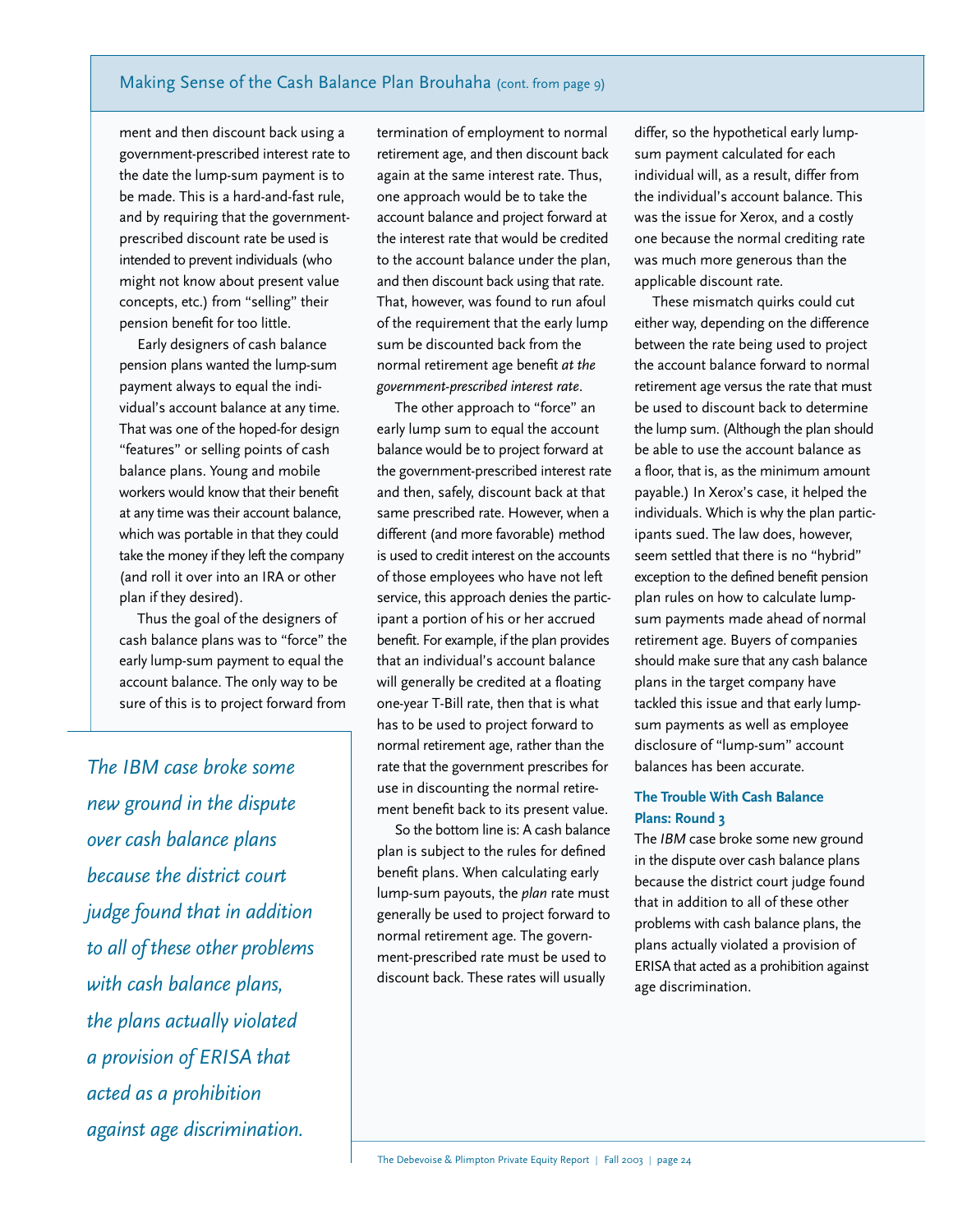ment and then discount back using a government-prescribed interest rate to the date the lump-sum payment is to be made. This is a hard-and-fast rule, and by requiring that the government-prescribed discount rate be used is intended to prevent individuals (who might not know about present value concepts, etc.) from "selling" their pension benefit for too little.

Early designers of cash balance pension plans wanted the lump-sum payment always to equal the individual's account balance at any time. That was one of the hoped-for design "features" or selling points of cash balance plans. Young and mobile workers would know that their benefit at any time was their account balance, which was portable in that they could take the money if they left the company (and roll it over into an IRA or other plan if they desired).

Thus the goal of the designers of cash balance plans was to "force" the early lump-sum payment to equal the account balance. The only way to be sure of this is to project forward from termination of employment to normal retirement age, and then discount back again at the same interest rate. Thus, one approach would be to take the account balance and project forward at the interest rate that would be credited to the account balance under the plan, and then discount back using that rate. That, however, was found to run afoul of the requirement that the early lump sum be discounted back from the normal retirement age benefit *at the government-prescribed interest rate*.

The other approach to "force" an early lump sum to equal the account balance would be to project forward at the government-prescribed interest rate and then, safely, discount back at that same prescribed rate. However, when a different (and more favorable) method is used to credit interest on the accounts of those employees who have not left service, this approach denies the participant a portion of his or her accrued benefit. For example, if the plan provides that an individual's account balance will generally be credited at a floating one-year T-Bill rate, then that is what has to be used to project forward to normal retirement age, rather than the rate that the government prescribes for use in discounting the normal retirement benefit back to its present value.

So the bottom line is: A cash balance plan is subject to the rules for defined benefit plans. When calculating early lump-sum payouts, the *plan* rate must generally be used to project forward to normal retirement age. The government-prescribed rate must be used to discount back. These rates will usually differ, so the hypothetical early lump-sum payment calculated for each individual will, as a result, differ from the individual's account balance. This was the issue for Xerox, and a costly one because the normal crediting rate was much more generous than the applicable discount rate.

These mismatch quirks could cut either way, depending on the difference between the rate being used to project the account balance forward to normal retirement age versus the rate that must be used to discount back to determine the lump sum. (Although the plan should be able to use the account balance as a floor, that is, as the minimum amount payable.) In Xerox's case, it helped the individuals. Which is why the plan participants sued. The law does, however, seem settled that there is no "hybrid" exception to the defined benefit pension plan rules on how to calculate lump-sum payments made ahead of normal retirement age. Buyers of companies should make sure that any cash balance plans in the target company have tackled this issue and that early lump-sum payments as well as employee disclosure of "lump-sum" account balances has been accurate.

*The IBM case broke some new ground in the dispute over cash balance plans because the district court judge found that in addition to all of these other problems with cash balance plans, the plans actually violated a provision of ERISA that acted as a prohibition against age discrimination.*

### The Trouble With Cash Balance Plans: Round 3

The *IBM* case broke some new ground in the dispute over cash balance plans because the district court judge found that in addition to all of these other problems with cash balance plans, the plans actually violated a provision of ERISA that acted as a prohibition against age discrimination.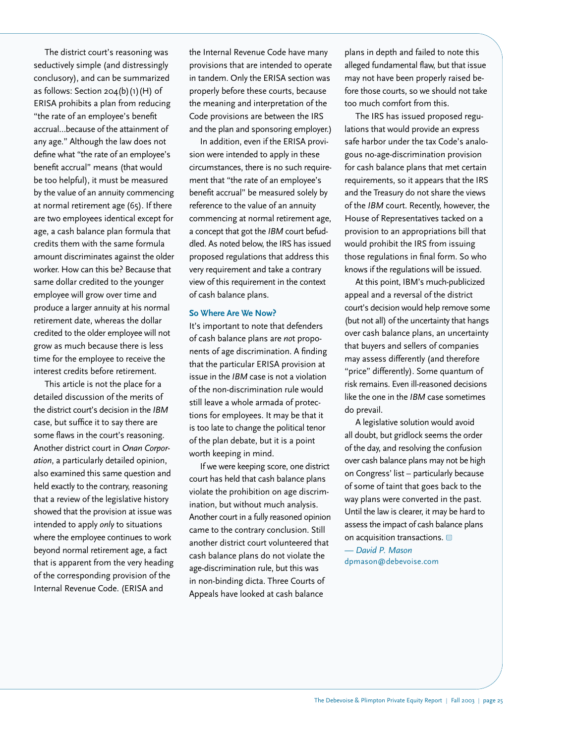The district court's reasoning was seductively simple (and distressingly conclusory), and can be summarized as follows: Section 204(b)(1)(H) of ERISA prohibits a plan from reducing "the rate of an employee's benefit accrual...because of the attainment of any age." Although the law does not define what "the rate of an employee's benefit accrual" means (that would be too helpful), it must be measured by the value of an annuity commencing at normal retirement age (65). If there are two employees identical except for age, a cash balance plan formula that credits them with the same formula amount discriminates against the older worker. How can this be? Because that same dollar credited to the younger employee will grow over time and produce a larger annuity at his normal retirement date, whereas the dollar credited to the older employee will not grow as much because there is less time for the employee to receive the interest credits before retirement.

This article is not the place for a detailed discussion of the merits of the district court's decision in the *IBM* case, but suffice it to say there are some flaws in the court's reasoning. Another district court in *Onan Corporation*, a particularly detailed opinion, also examined this same question and held exactly to the contrary, reasoning that a review of the legislative history showed that the provision at issue was intended to apply *only* to situations where the employee continues to work beyond normal retirement age, a fact that is apparent from the very heading of the corresponding provision of the Internal Revenue Code. (ERISA and the Internal Revenue Code have many provisions that are intended to operate in tandem. Only the ERISA section was properly before these courts, because the meaning and interpretation of the Code provisions are between the IRS and the plan and sponsoring employer.)

In addition, even if the ERISA provision were intended to apply in these circumstances, there is no such requirement that "the rate of an employee's benefit accrual" be measured solely by reference to the value of an annuity commencing at normal retirement age, a concept that got the *IBM* court befuddled. As noted below, the IRS has issued proposed regulations that address this very requirement and take a contrary view of this requirement in the context of cash balance plans.

### So Where Are We Now?

It's important to note that defenders of cash balance plans are *not* proponents of age discrimination. A finding that the particular ERISA provision at issue in the *IBM* case is not a violation of the non-discrimination rule would still leave a whole armada of protections for employees. It may be that it is too late to change the political tenor of the plan debate, but it is a point worth keeping in mind.

If we were keeping score, one district court has held that cash balance plans violate the prohibition on age discrimination, but without much analysis. Another court in a fully reasoned opinion came to the contrary conclusion. Still another district court volunteered that cash balance plans do not violate the age-discrimination rule, but this was in non-binding dicta. Three Courts of Appeals have looked at cash balance plans in depth and failed to note this alleged fundamental flaw, but that issue may not have been properly raised before those courts, so we should not take too much comfort from this.

The IRS has issued proposed regulations that would provide an express safe harbor under the tax Code's analogous no-age-discrimination provision for cash balance plans that met certain requirements, so it appears that the IRS and the Treasury do not share the views of the *IBM* court. Recently, however, the House of Representatives tacked on a provision to an appropriations bill that would prohibit the IRS from issuing those regulations in final form. So who knows if the regulations will be issued.

At this point, IBM's much-publicized appeal and a reversal of the district court's decision would help remove some (but not all) of the uncertainty that hangs over cash balance plans, an uncertainty that buyers and sellers of companies may assess differently (and therefore "price" differently). Some quantum of risk remains. Even ill-reasoned decisions like the one in the *IBM* case sometimes do prevail.

A legislative solution would avoid all doubt, but gridlock seems the order of the day, and resolving the confusion over cash balance plans may not be high on Congress' list – particularly because of some of taint that goes back to the way plans were converted in the past. Until the law is clearer, it may be hard to assess the impact of cash balance plans on acquisition transactions.

*— David P. Mason*
dpmason@debevoise.com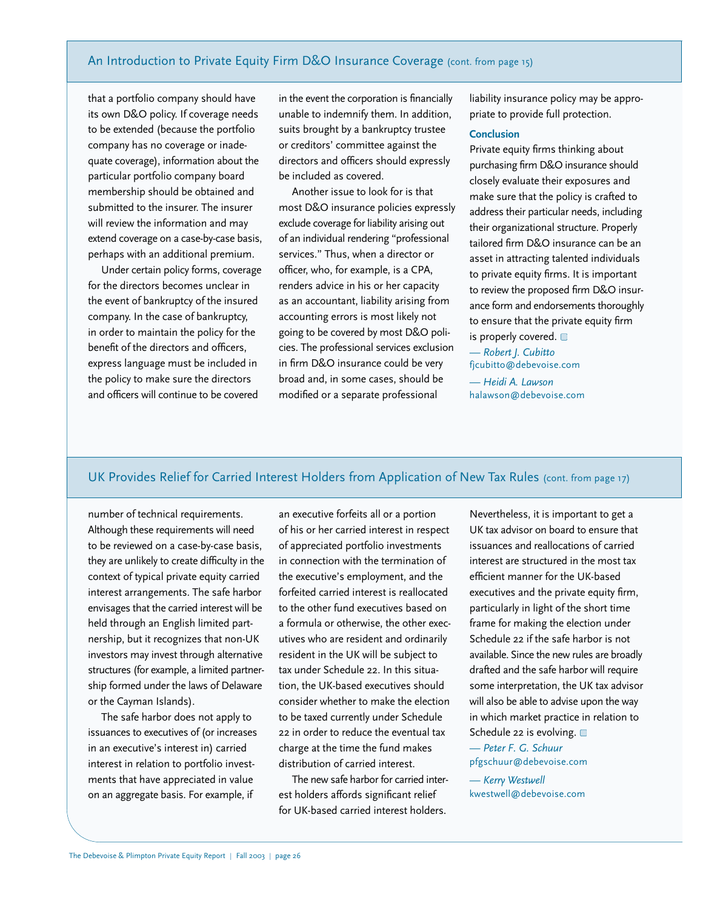## An Introduction to Private Equity Firm D&O Insurance Coverage (cont. from page 15)

that a portfolio company should have its own D&O policy. If coverage needs to be extended (because the portfolio company has no coverage or inadequate coverage), information about the particular portfolio company board membership should be obtained and submitted to the insurer. The insurer will review the information and may extend coverage on a case-by-case basis, perhaps with an additional premium.

Under certain policy forms, coverage for the directors becomes unclear in the event of bankruptcy of the insured company. In the case of bankruptcy, in order to maintain the policy for the benefit of the directors and officers, express language must be included in the policy to make sure the directors and officers will continue to be covered in the event the corporation is financially unable to indemnify them. In addition, suits brought by a bankruptcy trustee or creditors' committee against the directors and officers should expressly be included as covered.

Another issue to look for is that most D&O insurance policies expressly exclude coverage for liability arising out of an individual rendering "professional services." Thus, when a director or officer, who, for example, is a CPA, renders advice in his or her capacity as an accountant, liability arising from accounting errors is most likely not going to be covered by most D&O policies. The professional services exclusion in firm D&O insurance could be very broad and, in some cases, should be modified or a separate professional liability insurance policy may be appropriate to provide full protection.

### Conclusion

Private equity firms thinking about purchasing firm D&O insurance should closely evaluate their exposures and make sure that the policy is crafted to address their particular needs, including their organizational structure. Properly tailored firm D&O insurance can be an asset in attracting talented individuals to private equity firms. It is important to review the proposed firm D&O insurance form and endorsements thoroughly to ensure that the private equity firm is properly covered. ▢

*— Robert J. Cubitto*
fjcubitto@debevoise.com

*— Heidi A. Lawson*
halawson@debevoise.com

## UK Provides Relief for Carried Interest Holders from Application of New Tax Rules (cont. from page 17)

number of technical requirements. Although these requirements will need to be reviewed on a case-by-case basis, they are unlikely to create difficulty in the context of typical private equity carried interest arrangements. The safe harbor envisages that the carried interest will be held through an English limited partnership, but it recognizes that non-UK investors may invest through alternative structures (for example, a limited partnership formed under the laws of Delaware or the Cayman Islands).

The safe harbor does not apply to issuances to executives of (or increases in an executive's interest in) carried interest in relation to portfolio investments that have appreciated in value on an aggregate basis. For example, if an executive forfeits all or a portion of his or her carried interest in respect of appreciated portfolio investments in connection with the termination of the executive's employment, and the forfeited carried interest is reallocated to the other fund executives based on a formula or otherwise, the other executives who are resident and ordinarily resident in the UK will be subject to tax under Schedule 22. In this situation, the UK-based executives should consider whether to make the election to be taxed currently under Schedule 22 in order to reduce the eventual tax charge at the time the fund makes distribution of carried interest.

The new safe harbor for carried interest holders affords significant relief for UK-based carried interest holders. Nevertheless, it is important to get a UK tax advisor on board to ensure that issuances and reallocations of carried interest are structured in the most tax efficient manner for the UK-based executives and the private equity firm, particularly in light of the short time frame for making the election under Schedule 22 if the safe harbor is not available. Since the new rules are broadly drafted and the safe harbor will require some interpretation, the UK tax advisor will also be able to advise upon the way in which market practice in relation to Schedule 22 is evolving. ▢

*— Peter F. G. Schuur*
pfgschuur@debevoise.com

*— Kerry Westwell*
kwestwell@debevoise.com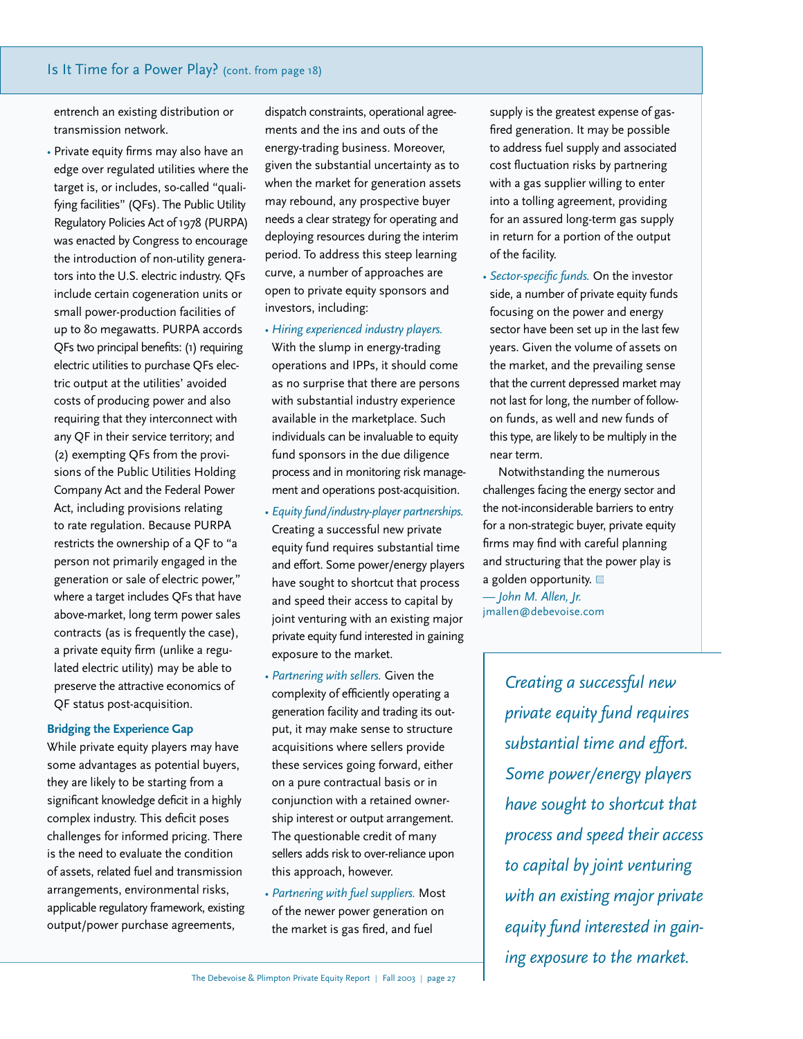entrench an existing distribution or transmission network.

- Private equity firms may also have an edge over regulated utilities where the target is, or includes, so-called "qualifying facilities" (QFs). The Public Utility Regulatory Policies Act of 1978 (PURPA) was enacted by Congress to encourage the introduction of non-utility generators into the U.S. electric industry. QFs include certain cogeneration units or small power-production facilities of up to 80 megawatts. PURPA accords QFs two principal benefits: (1) requiring electric utilities to purchase QFs electric output at the utilities' avoided costs of producing power and also requiring that they interconnect with any QF in their service territory; and (2) exempting QFs from the provisions of the Public Utilities Holding Company Act and the Federal Power Act, including provisions relating to rate regulation. Because PURPA restricts the ownership of a QF to "a person not primarily engaged in the generation or sale of electric power," where a target includes QFs that have above-market, long term power sales contracts (as is frequently the case), a private equity firm (unlike a regulated electric utility) may be able to preserve the attractive economics of QF status post-acquisition.

### Bridging the Experience Gap

While private equity players may have some advantages as potential buyers, they are likely to be starting from a significant knowledge deficit in a highly complex industry. This deficit poses challenges for informed pricing. There is the need to evaluate the condition of assets, related fuel and transmission arrangements, environmental risks, applicable regulatory framework, existing output/power purchase agreements, dispatch constraints, operational agreements and the ins and outs of the energy-trading business. Moreover, given the substantial uncertainty as to when the market for generation assets may rebound, any prospective buyer needs a clear strategy for operating and deploying resources during the interim period. To address this steep learning curve, a number of approaches are open to private equity sponsors and investors, including:

- *Hiring experienced industry players.* With the slump in energy-trading operations and IPPs, it should come as no surprise that there are persons with substantial industry experience available in the marketplace. Such individuals can be invaluable to equity fund sponsors in the due diligence process and in monitoring risk management and operations post-acquisition.
- *Equity fund/industry-player partnerships.* Creating a successful new private equity fund requires substantial time and effort. Some power/energy players have sought to shortcut that process and speed their access to capital by joint venturing with an existing major private equity fund interested in gaining exposure to the market.
- *Partnering with sellers.* Given the complexity of efficiently operating a generation facility and trading its output, it may make sense to structure acquisitions where sellers provide these services going forward, either on a pure contractual basis or in conjunction with a retained ownership interest or output arrangement. The questionable credit of many sellers adds risk to over-reliance upon this approach, however.
- *Partnering with fuel suppliers.* Most of the newer power generation on the market is gas fired, and fuel supply is the greatest expense of gas-fired generation. It may be possible to address fuel supply and associated cost fluctuation risks by partnering with a gas supplier willing to enter into a tolling agreement, providing for an assured long-term gas supply in return for a portion of the output of the facility.
- *Sector-specific funds.* On the investor side, a number of private equity funds focusing on the power and energy sector have been set up in the last few years. Given the volume of assets on the market, and the prevailing sense that the current depressed market may not last for long, the number of follow-on funds, as well and new funds of this type, are likely to be multiply in the near term.

Notwithstanding the numerous challenges facing the energy sector and the not-inconsiderable barriers to entry for a non-strategic buyer, private equity firms may find with careful planning and structuring that the power play is a golden opportunity.

*— John M. Allen, Jr.*
jmallen@debevoise.com

*Creating a successful new private equity fund requires substantial time and effort. Some power/energy players have sought to shortcut that process and speed their access to capital by joint venturing with an existing major private equity fund interested in gaining exposure to the market.*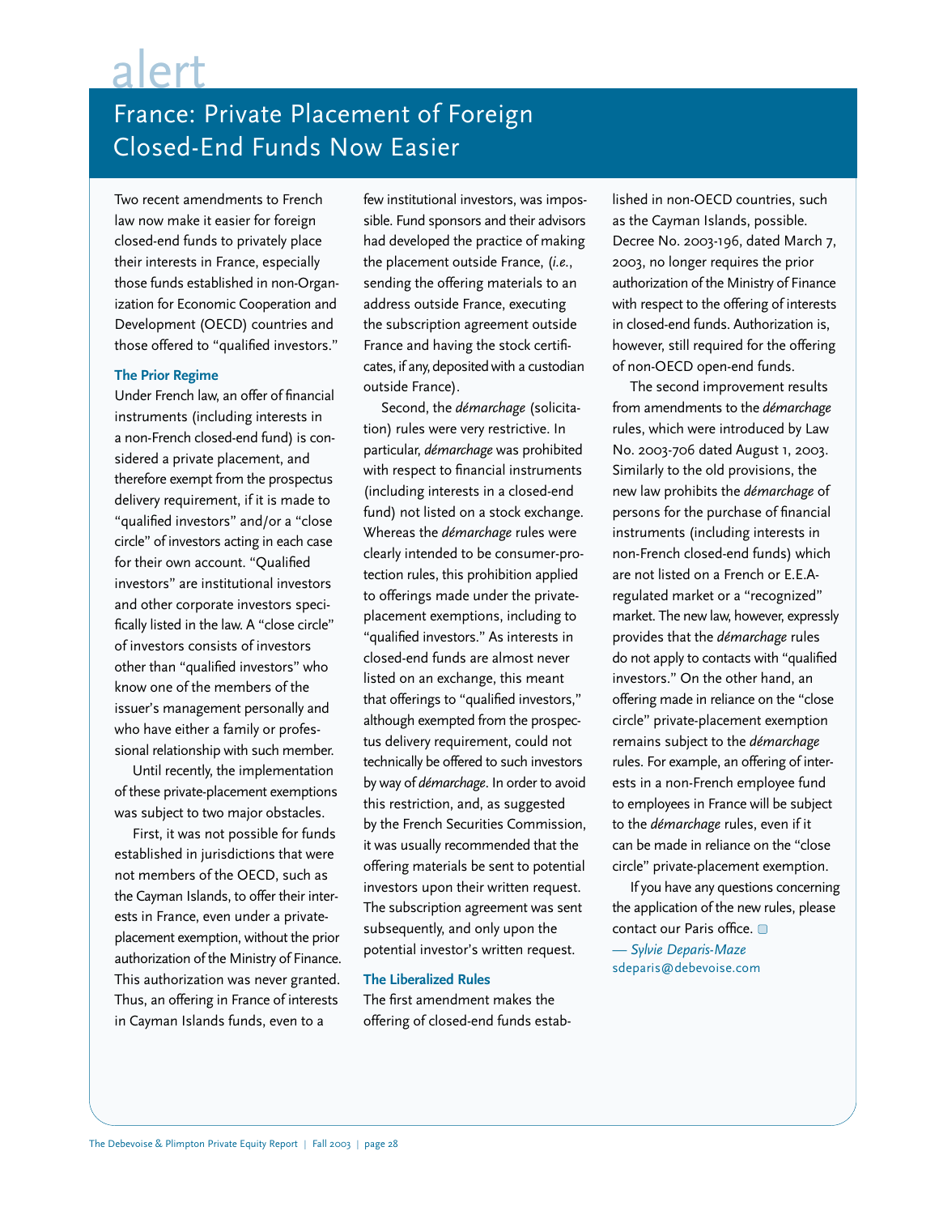# alert

## France: Private Placement of Foreign Closed-End Funds Now Easier

Two recent amendments to French law now make it easier for foreign closed-end funds to privately place their interests in France, especially those funds established in non-Organization for Economic Cooperation and Development (OECD) countries and those offered to "qualified investors."

### The Prior Regime

Under French law, an offer of financial instruments (including interests in a non-French closed-end fund) is considered a private placement, and therefore exempt from the prospectus delivery requirement, if it is made to "qualified investors" and/or a "close circle" of investors acting in each case for their own account. "Qualified investors" are institutional investors and other corporate investors specifically listed in the law. A "close circle" of investors consists of investors other than "qualified investors" who know one of the members of the issuer's management personally and who have either a family or professional relationship with such member.

Until recently, the implementation of these private-placement exemptions was subject to two major obstacles.

First, it was not possible for funds established in jurisdictions that were not members of the OECD, such as the Cayman Islands, to offer their interests in France, even under a private-placement exemption, without the prior authorization of the Ministry of Finance. This authorization was never granted. Thus, an offering in France of interests in Cayman Islands funds, even to a few institutional investors, was impossible. Fund sponsors and their advisors had developed the practice of making the placement outside France, (*i.e.*, sending the offering materials to an address outside France, executing the subscription agreement outside France and having the stock certificates, if any, deposited with a custodian outside France).

Second, the *démarchage* (solicitation) rules were very restrictive. In particular, *démarchage* was prohibited with respect to financial instruments (including interests in a closed-end fund) not listed on a stock exchange. Whereas the *démarchage* rules were clearly intended to be consumer-protection rules, this prohibition applied to offerings made under the private-placement exemptions, including to "qualified investors." As interests in closed-end funds are almost never listed on an exchange, this meant that offerings to "qualified investors," although exempted from the prospectus delivery requirement, could not technically be offered to such investors by way of *démarchage*. In order to avoid this restriction, and, as suggested by the French Securities Commission, it was usually recommended that the offering materials be sent to potential investors upon their written request. The subscription agreement was sent subsequently, and only upon the potential investor's written request.

### The Liberalized Rules

The first amendment makes the offering of closed-end funds established in non-OECD countries, such as the Cayman Islands, possible. Decree No. 2003-196, dated March 7, 2003, no longer requires the prior authorization of the Ministry of Finance with respect to the offering of interests in closed-end funds. Authorization is, however, still required for the offering of non-OECD open-end funds.

The second improvement results from amendments to the *démarchage* rules, which were introduced by Law No. 2003-706 dated August 1, 2003. Similarly to the old provisions, the new law prohibits the *démarchage* of persons for the purchase of financial instruments (including interests in non-French closed-end funds) which are not listed on a French or E.E.A-regulated market or a "recognized" market. The new law, however, expressly provides that the *démarchage* rules do not apply to contacts with "qualified investors." On the other hand, an offering made in reliance on the "close circle" private-placement exemption remains subject to the *démarchage* rules. For example, an offering of interests in a non-French employee fund to employees in France will be subject to the *démarchage* rules, even if it can be made in reliance on the "close circle" private-placement exemption.

If you have any questions concerning the application of the new rules, please contact our Paris office.

*— Sylvie Deparis-Maze*
sdeparis@debevoise.com